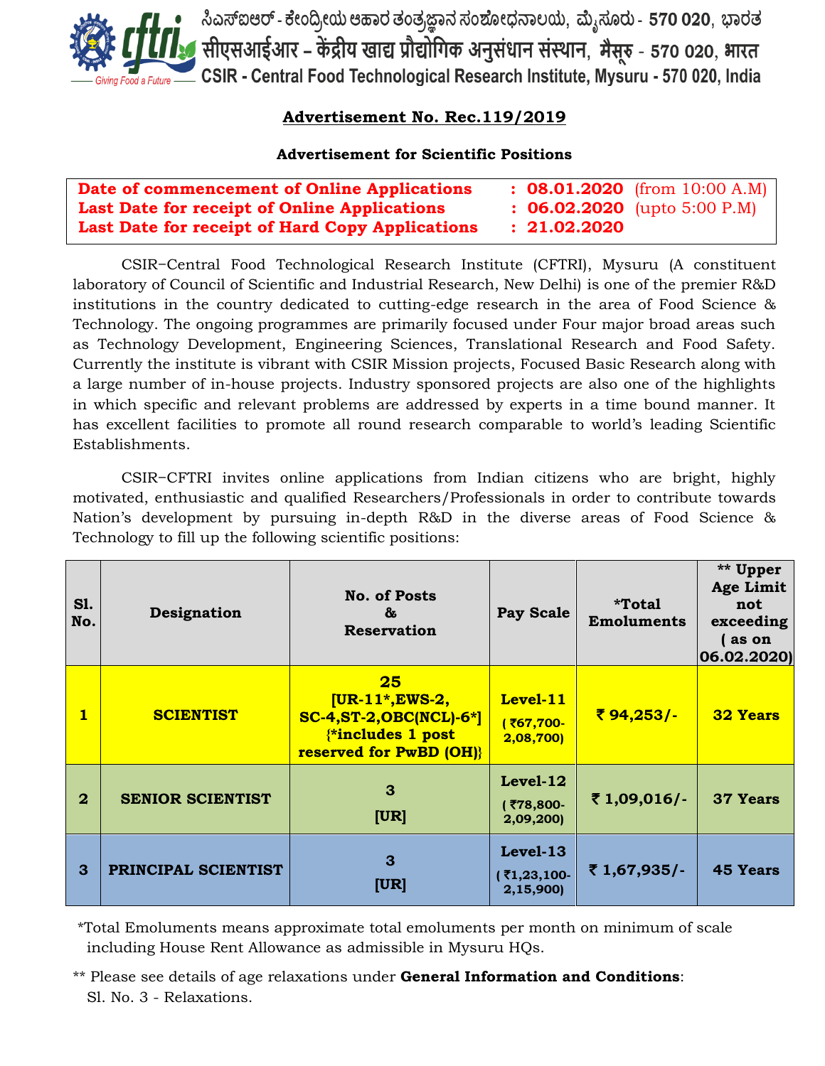ಸಿಎಸ್ಐಆರ್ - ಕೇಂದ್ರೀಯ ಆಹಾರ ತಂತ್ರಜ್ಞಾನ ಸಂಶೋಧನಾಲಯ, ಮೈಸೂರು - 570 020, ಭಾರತ
सीएसआईआर – केंद्रीय खाद्य प्रौद्योगिक अनुसंधान संस्थान, मैसूरु - 570 020, भारत
CSIR - Central Food Technological Research Institute, Mysuru - 570 020, India

Giving Food a Future

# Advertisement No. Rec.119/2019

## Advertisement for Scientific Positions

| | | |
|---|---|---|
| **Date of commencement of Online Applications** | **: 08.01.2020** | (from 10:00 A.M) |
| **Last Date for receipt of Online Applications** | **: 06.02.2020** | (upto 5:00 P.M) |
| **Last Date for receipt of Hard Copy Applications** | **: 21.02.2020** | |

CSIR–Central Food Technological Research Institute (CFTRI), Mysuru (A constituent laboratory of Council of Scientific and Industrial Research, New Delhi) is one of the premier R&D institutions in the country dedicated to cutting-edge research in the area of Food Science & Technology. The ongoing programmes are primarily focused under Four major broad areas such as Technology Development, Engineering Sciences, Translational Research and Food Safety. Currently the institute is vibrant with CSIR Mission projects, Focused Basic Research along with a large number of in-house projects. Industry sponsored projects are also one of the highlights in which specific and relevant problems are addressed by experts in a time bound manner. It has excellent facilities to promote all round research comparable to world's leading Scientific Establishments.

CSIR–CFTRI invites online applications from Indian citizens who are bright, highly motivated, enthusiastic and qualified Researchers/Professionals in order to contribute towards Nation's development by pursuing in-depth R&D in the diverse areas of Food Science & Technology to fill up the following scientific positions:

| Sl. No. | Designation | No. of Posts & Reservation | Pay Scale | *Total Emoluments | ** Upper Age Limit not exceeding ( as on 06.02.2020) |
|---|---|---|---|---|---|
| 1 | SCIENTIST | 25 [UR-11*,EWS-2, SC-4,ST-2,OBC(NCL)-6*] {*includes 1 post reserved for PwBD (OH)} | Level-11 (₹67,700-2,08,700) | ₹ 94,253/- | 32 Years |
| 2 | SENIOR SCIENTIST | 3 [UR] | Level-12 (₹78,800-2,09,200) | ₹ 1,09,016/- | 37 Years |
| 3 | PRINCIPAL SCIENTIST | 3 [UR] | Level-13 (₹1,23,100-2,15,900) | ₹ 1,67,935/- | 45 Years |

*Total Emoluments means approximate total emoluments per month on minimum of scale including House Rent Allowance as admissible in Mysuru HQs.

** Please see details of age relaxations under **General Information and Conditions**: Sl. No. 3 - Relaxations.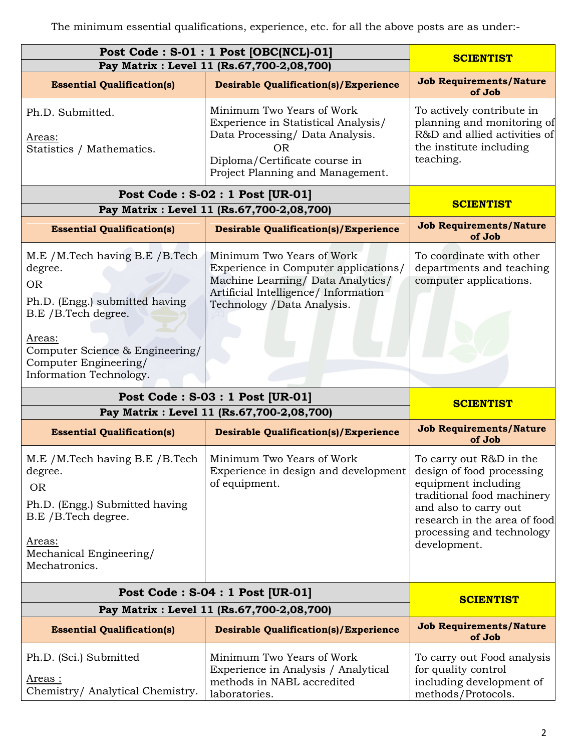The minimum essential qualifications, experience, etc. for all the above posts are as under:-

| Post Code : S-01 : 1 Post [OBC(NCL)-01]<br>Pay Matrix : Level 11 (Rs.67,700-2,08,700) | | SCIENTIST |
|---|---|---|
| **Essential Qualification(s)** | **Desirable Qualification(s)/Experience** | **Job Requirements/Nature of Job** |
| Ph.D. Submitted.<br><br>Areas:<br>Statistics / Mathematics. | Minimum Two Years of Work Experience in Statistical Analysis/ Data Processing/ Data Analysis.<br>OR<br>Diploma/Certificate course in Project Planning and Management. | To actively contribute in planning and monitoring of R&D and allied activities of the institute including teaching. |

| Post Code : S-02 : 1 Post [UR-01]<br>Pay Matrix : Level 11 (Rs.67,700-2,08,700) | | SCIENTIST |
|---|---|---|
| **Essential Qualification(s)** | **Desirable Qualification(s)/Experience** | **Job Requirements/Nature of Job** |
| M.E /M.Tech having B.E /B.Tech degree.<br>OR<br>Ph.D. (Engg.) submitted having B.E /B.Tech degree.<br><br>Areas:<br>Computer Science & Engineering/ Computer Engineering/ Information Technology. | Minimum Two Years of Work Experience in Computer applications/ Machine Learning/ Data Analytics/ Artificial Intelligence/ Information Technology /Data Analysis. | To coordinate with other departments and teaching computer applications. |

| Post Code : S-03 : 1 Post [UR-01]<br>Pay Matrix : Level 11 (Rs.67,700-2,08,700) | | SCIENTIST |
|---|---|---|
| **Essential Qualification(s)** | **Desirable Qualification(s)/Experience** | **Job Requirements/Nature of Job** |
| M.E /M.Tech having B.E /B.Tech degree.<br>OR<br>Ph.D. (Engg.) Submitted having B.E /B.Tech degree.<br><br>Areas:<br>Mechanical Engineering/ Mechatronics. | Minimum Two Years of Work Experience in design and development of equipment. | To carry out R&D in the design of food processing equipment including traditional food machinery and also to carry out research in the area of food processing and technology development. |

| Post Code : S-04 : 1 Post [UR-01]<br>Pay Matrix : Level 11 (Rs.67,700-2,08,700) | | SCIENTIST |
|---|---|---|
| **Essential Qualification(s)** | **Desirable Qualification(s)/Experience** | **Job Requirements/Nature of Job** |
| Ph.D. (Sci.) Submitted<br><br>Areas :<br>Chemistry/ Analytical Chemistry. | Minimum Two Years of Work Experience in Analysis / Analytical methods in NABL accredited laboratories. | To carry out Food analysis for quality control including development of methods/Protocols. |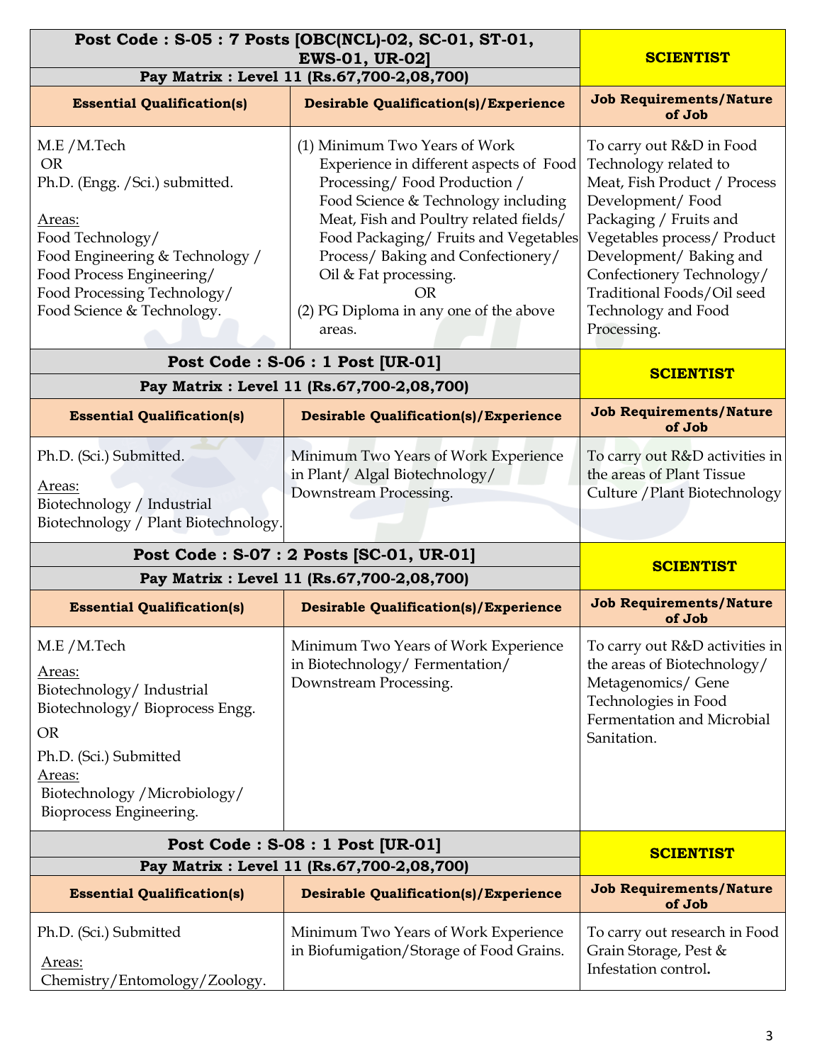| Post Code : S-05 : 7 Posts [OBC(NCL)-02, SC-01, ST-01, EWS-01, UR-02]<br>Pay Matrix : Level 11 (Rs.67,700-2,08,700) | | **SCIENTIST** |
|---|---|---|
| **Essential Qualification(s)** | **Desirable Qualification(s)/Experience** | **Job Requirements/Nature of Job** |
| M.E /M.Tech<br>OR<br>Ph.D. (Engg. /Sci.) submitted.<br><br><u>Areas:</u><br>Food Technology/<br>Food Engineering & Technology /<br>Food Process Engineering/<br>Food Processing Technology/<br>Food Science & Technology. | (1) Minimum Two Years of Work Experience in different aspects of Food Processing/ Food Production / Food Science & Technology including Meat, Fish and Poultry related fields/ Food Packaging/ Fruits and Vegetables Process/ Baking and Confectionery/ Oil & Fat processing.<br>OR<br>(2) PG Diploma in any one of the above areas. | To carry out R&D in Food Technology related to Meat, Fish Product / Process Development/ Food Packaging / Fruits and Vegetables process/ Product Development/ Baking and Confectionery Technology/ Traditional Foods/Oil seed Technology and Food Processing. |

| Post Code : S-06 : 1 Post [UR-01]<br>Pay Matrix : Level 11 (Rs.67,700-2,08,700) | | **SCIENTIST** |
|---|---|---|
| **Essential Qualification(s)** | **Desirable Qualification(s)/Experience** | **Job Requirements/Nature of Job** |
| Ph.D. (Sci.) Submitted.<br><u>Areas:</u><br>Biotechnology / Industrial Biotechnology / Plant Biotechnology. | Minimum Two Years of Work Experience in Plant/ Algal Biotechnology/ Downstream Processing. | To carry out R&D activities in the areas of Plant Tissue Culture /Plant Biotechnology |

| Post Code : S-07 : 2 Posts [SC-01, UR-01]<br>Pay Matrix : Level 11 (Rs.67,700-2,08,700) | | **SCIENTIST** |
|---|---|---|
| **Essential Qualification(s)** | **Desirable Qualification(s)/Experience** | **Job Requirements/Nature of Job** |
| M.E /M.Tech<br><u>Areas:</u><br>Biotechnology/ Industrial Biotechnology/ Bioprocess Engg.<br>OR<br>Ph.D. (Sci.) Submitted<br><u>Areas:</u><br>Biotechnology /Microbiology/ Bioprocess Engineering. | Minimum Two Years of Work Experience in Biotechnology/ Fermentation/ Downstream Processing. | To carry out R&D activities in the areas of Biotechnology/ Metagenomics/ Gene Technologies in Food Fermentation and Microbial Sanitation. |

| Post Code : S-08 : 1 Post [UR-01]<br>Pay Matrix : Level 11 (Rs.67,700-2,08,700) | | **SCIENTIST** |
|---|---|---|
| **Essential Qualification(s)** | **Desirable Qualification(s)/Experience** | **Job Requirements/Nature of Job** |
| Ph.D. (Sci.) Submitted<br><u>Areas:</u><br>Chemistry/Entomology/Zoology. | Minimum Two Years of Work Experience in Biofumigation/Storage of Food Grains. | To carry out research in Food Grain Storage, Pest & Infestation control. |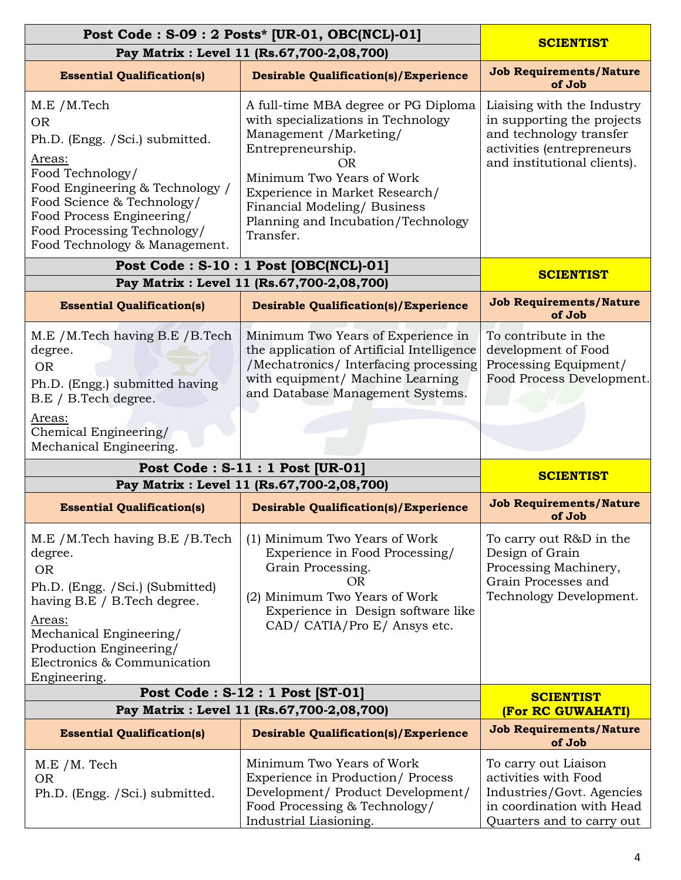| Post Code : S-09 : 2 Posts* [UR-01, OBC(NCL)-01] <br> Pay Matrix : Level 11 (Rs.67,700-2,08,700) | | SCIENTIST |
|---|---|---|
| **Essential Qualification(s)** | **Desirable Qualification(s)/Experience** | **Job Requirements/Nature of Job** |
| M.E /M.Tech <br> OR <br> Ph.D. (Engg. /Sci.) submitted. <br> Areas: <br> Food Technology/ <br> Food Engineering & Technology / <br> Food Science & Technology/ <br> Food Process Engineering/ <br> Food Processing Technology/ <br> Food Technology & Management. | A full-time MBA degree or PG Diploma with specializations in Technology Management /Marketing/ Entrepreneurship. <br> OR <br> Minimum Two Years of Work Experience in Market Research/ Financial Modeling/ Business Planning and Incubation/Technology Transfer. | Liaising with the Industry in supporting the projects and technology transfer activities (entrepreneurs and institutional clients). |

| Post Code : S-10 : 1 Post [OBC(NCL)-01] <br> Pay Matrix : Level 11 (Rs.67,700-2,08,700) | | SCIENTIST |
|---|---|---|
| **Essential Qualification(s)** | **Desirable Qualification(s)/Experience** | **Job Requirements/Nature of Job** |
| M.E /M.Tech having B.E /B.Tech degree. <br> OR <br> Ph.D. (Engg.) submitted having B.E / B.Tech degree. <br> Areas: <br> Chemical Engineering/ <br> Mechanical Engineering. | Minimum Two Years of Experience in the application of Artificial Intelligence /Mechatronics/ Interfacing processing with equipment/ Machine Learning and Database Management Systems. | To contribute in the development of Food Processing Equipment/ Food Process Development. |

| Post Code : S-11 : 1 Post [UR-01] <br> Pay Matrix : Level 11 (Rs.67,700-2,08,700) | | SCIENTIST |
|---|---|---|
| **Essential Qualification(s)** | **Desirable Qualification(s)/Experience** | **Job Requirements/Nature of Job** |
| M.E /M.Tech having B.E /B.Tech degree. <br> OR <br> Ph.D. (Engg. /Sci.) (Submitted) having B.E / B.Tech degree. <br> Areas: <br> Mechanical Engineering/ <br> Production Engineering/ <br> Electronics & Communication Engineering. | (1) Minimum Two Years of Work Experience in Food Processing/ Grain Processing. <br> OR <br> (2) Minimum Two Years of Work Experience in Design software like CAD/ CATIA/Pro E/ Ansys etc. | To carry out R&D in the Design of Grain Processing Machinery, Grain Processes and Technology Development. |

| Post Code : S-12 : 1 Post [ST-01] <br> Pay Matrix : Level 11 (Rs.67,700-2,08,700) | | SCIENTIST (For RC GUWAHATI) |
|---|---|---|
| **Essential Qualification(s)** | **Desirable Qualification(s)/Experience** | **Job Requirements/Nature of Job** |
| M.E /M. Tech <br> OR <br> Ph.D. (Engg. /Sci.) submitted. | Minimum Two Years of Work Experience in Production/ Process Development/ Product Development/ Food Processing & Technology/ Industrial Liasioning. | To carry out Liaison activities with Food Industries/Govt. Agencies in coordination with Head Quarters and to carry out |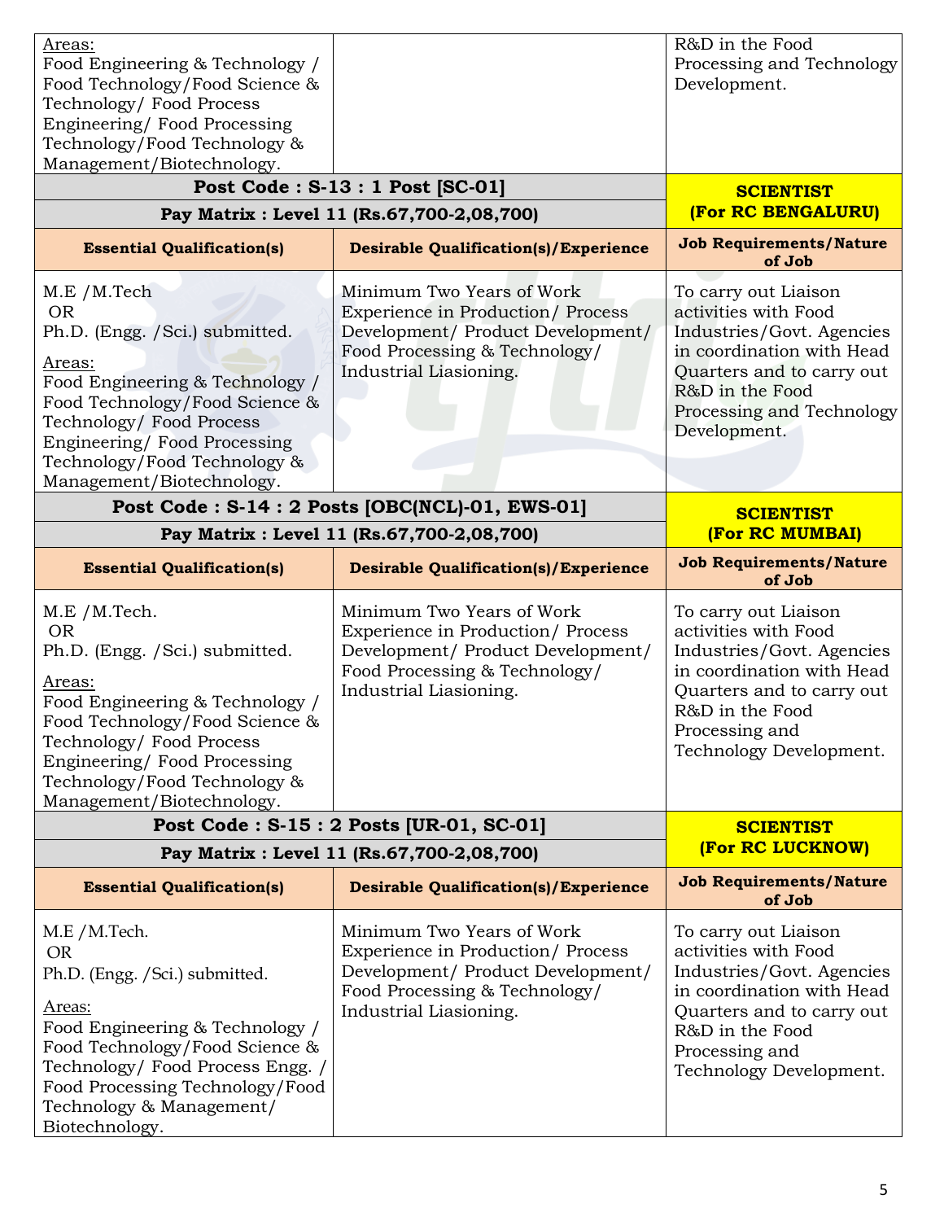| Areas: Food Engineering & Technology / Food Technology/Food Science & Technology/ Food Process Engineering/ Food Processing Technology/Food Technology & Management/Biotechnology. | | R&D in the Food Processing and Technology Development. |
|---|---|---|
| **Post Code : S-13 : 1 Post [SC-01]** | | **SCIENTIST (For RC BENGALURU)** |
| **Pay Matrix : Level 11 (Rs.67,700-2,08,700)** | | |
| **Essential Qualification(s)** | **Desirable Qualification(s)/Experience** | **Job Requirements/Nature of Job** |
| M.E /M.Tech OR Ph.D. (Engg. /Sci.) submitted. Areas: Food Engineering & Technology / Food Technology/Food Science & Technology/ Food Process Engineering/ Food Processing Technology/Food Technology & Management/Biotechnology. | Minimum Two Years of Work Experience in Production/ Process Development/ Product Development/ Food Processing & Technology/ Industrial Liasioning. | To carry out Liaison activities with Food Industries/Govt. Agencies in coordination with Head Quarters and to carry out R&D in the Food Processing and Technology Development. |
| **Post Code : S-14 : 2 Posts [OBC(NCL)-01, EWS-01]** | | **SCIENTIST (For RC MUMBAI)** |
| **Pay Matrix : Level 11 (Rs.67,700-2,08,700)** | | |
| **Essential Qualification(s)** | **Desirable Qualification(s)/Experience** | **Job Requirements/Nature of Job** |
| M.E /M.Tech. OR Ph.D. (Engg. /Sci.) submitted. Areas: Food Engineering & Technology / Food Technology/Food Science & Technology/ Food Process Engineering/ Food Processing Technology/Food Technology & Management/Biotechnology. | Minimum Two Years of Work Experience in Production/ Process Development/ Product Development/ Food Processing & Technology/ Industrial Liasioning. | To carry out Liaison activities with Food Industries/Govt. Agencies in coordination with Head Quarters and to carry out R&D in the Food Processing and Technology Development. |
| **Post Code : S-15 : 2 Posts [UR-01, SC-01]** | | **SCIENTIST (For RC LUCKNOW)** |
| **Pay Matrix : Level 11 (Rs.67,700-2,08,700)** | | |
| **Essential Qualification(s)** | **Desirable Qualification(s)/Experience** | **Job Requirements/Nature of Job** |
| M.E /M.Tech. OR Ph.D. (Engg. /Sci.) submitted. Areas: Food Engineering & Technology / Food Technology/Food Science & Technology/ Food Process Engg. / Food Processing Technology/Food Technology & Management/ Biotechnology. | Minimum Two Years of Work Experience in Production/ Process Development/ Product Development/ Food Processing & Technology/ Industrial Liasioning. | To carry out Liaison activities with Food Industries/Govt. Agencies in coordination with Head Quarters and to carry out R&D in the Food Processing and Technology Development. |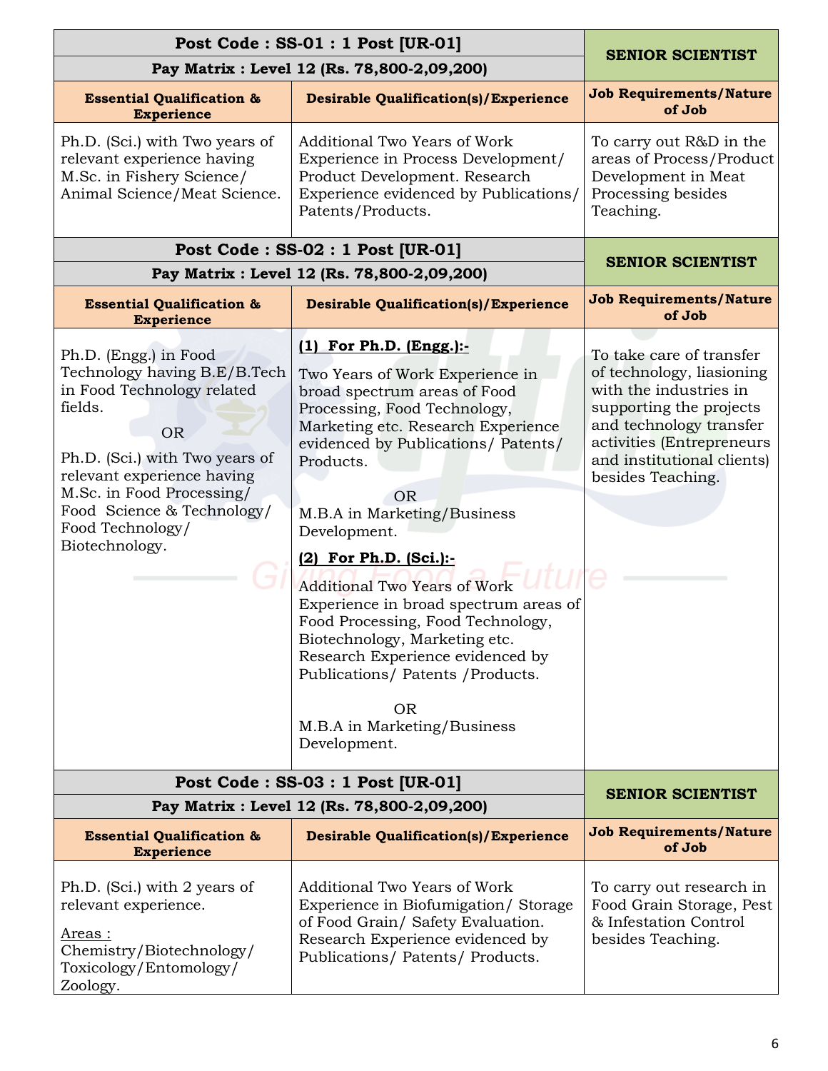| Post Code : SS-01 : 1 Post [UR-01]<br>Pay Matrix : Level 12 (Rs. 78,800-2,09,200) | | SENIOR SCIENTIST |
|---|---|---|
| **Essential Qualification & Experience** | **Desirable Qualification(s)/Experience** | **Job Requirements/Nature of Job** |
| Ph.D. (Sci.) with Two years of relevant experience having M.Sc. in Fishery Science/ Animal Science/Meat Science. | Additional Two Years of Work Experience in Process Development/ Product Development. Research Experience evidenced by Publications/ Patents/Products. | To carry out R&D in the areas of Process/Product Development in Meat Processing besides Teaching. |

| Post Code : SS-02 : 1 Post [UR-01]<br>Pay Matrix : Level 12 (Rs. 78,800-2,09,200) | | SENIOR SCIENTIST |
|---|---|---|
| **Essential Qualification & Experience** | **Desirable Qualification(s)/Experience** | **Job Requirements/Nature of Job** |
| Ph.D. (Engg.) in Food Technology having B.E/B.Tech in Food Technology related fields.<br>OR<br>Ph.D. (Sci.) with Two years of relevant experience having M.Sc. in Food Processing/ Food Science & Technology/ Food Technology/ Biotechnology. | **(1) For Ph.D. (Engg.):-**<br>Two Years of Work Experience in broad spectrum areas of Food Processing, Food Technology, Marketing etc. Research Experience evidenced by Publications/ Patents/ Products.<br>OR<br>M.B.A in Marketing/Business Development.<br>**(2) For Ph.D. (Sci.):-**<br>Additional Two Years of Work Experience in broad spectrum areas of Food Processing, Food Technology, Biotechnology, Marketing etc. Research Experience evidenced by Publications/ Patents /Products.<br>OR<br>M.B.A in Marketing/Business Development. | To take care of transfer of technology, liasioning with the industries in supporting the projects and technology transfer activities (Entrepreneurs and institutional clients) besides Teaching. |

| Post Code : SS-03 : 1 Post [UR-01]<br>Pay Matrix : Level 12 (Rs. 78,800-2,09,200) | | SENIOR SCIENTIST |
|---|---|---|
| **Essential Qualification & Experience** | **Desirable Qualification(s)/Experience** | **Job Requirements/Nature of Job** |
| Ph.D. (Sci.) with 2 years of relevant experience.<br>Areas :<br>Chemistry/Biotechnology/ Toxicology/Entomology/ Zoology. | Additional Two Years of Work Experience in Biofumigation/ Storage of Food Grain/ Safety Evaluation. Research Experience evidenced by Publications/ Patents/ Products. | To carry out research in Food Grain Storage, Pest & Infestation Control besides Teaching. |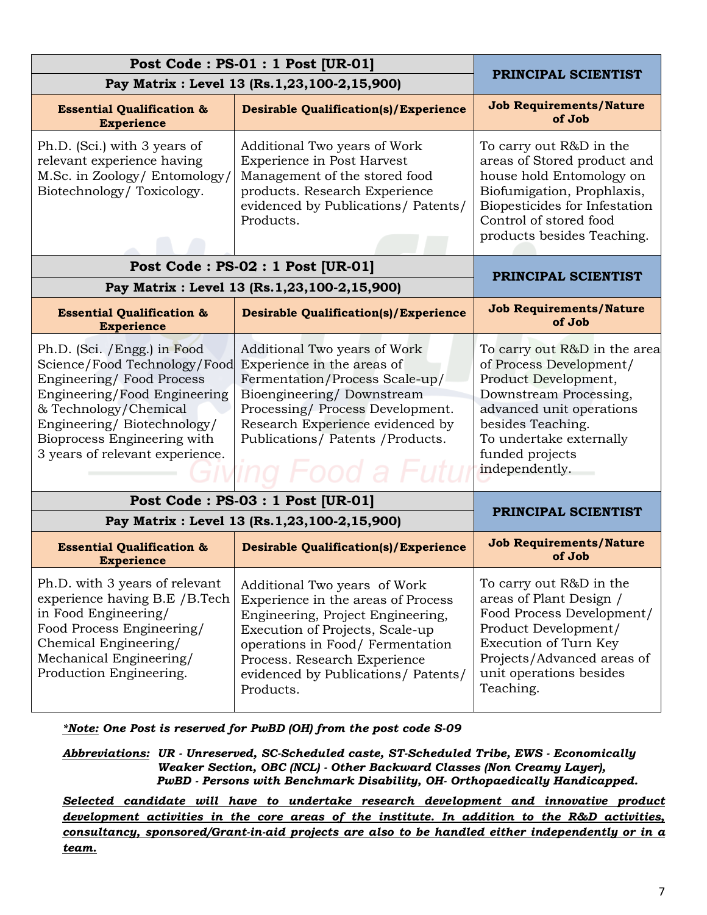| **Post Code : PS-01 : 1 Post [UR-01]** **Pay Matrix : Level 13 (Rs.1,23,100-2,15,900)** | | **PRINCIPAL SCIENTIST** |
|---|---|---|
| **Essential Qualification & Experience** | **Desirable Qualification(s)/Experience** | **Job Requirements/Nature of Job** |
| Ph.D. (Sci.) with 3 years of relevant experience having M.Sc. in Zoology/ Entomology/ Biotechnology/ Toxicology. | Additional Two years of Work Experience in Post Harvest Management of the stored food products. Research Experience evidenced by Publications/ Patents/ Products. | To carry out R&D in the areas of Stored product and house hold Entomology on Biofumigation, Prophlaxis, Biopesticides for Infestation Control of stored food products besides Teaching. |

| **Post Code : PS-02 : 1 Post [UR-01]** **Pay Matrix : Level 13 (Rs.1,23,100-2,15,900)** | | **PRINCIPAL SCIENTIST** |
|---|---|---|
| **Essential Qualification & Experience** | **Desirable Qualification(s)/Experience** | **Job Requirements/Nature of Job** |
| Ph.D. (Sci. /Engg.) in Food Science/Food Technology/Food Engineering/ Food Process Engineering/Food Engineering & Technology/Chemical Engineering/ Biotechnology/ Bioprocess Engineering with 3 years of relevant experience. | Additional Two years of Work Experience in the areas of Fermentation/Process Scale-up/ Bioengineering/ Downstream Processing/ Process Development. Research Experience evidenced by Publications/ Patents /Products. | To carry out R&D in the area of Process Development/ Product Development, Downstream Processing, advanced unit operations besides Teaching. To undertake externally funded projects independently. |

| **Post Code : PS-03 : 1 Post [UR-01]** **Pay Matrix : Level 13 (Rs.1,23,100-2,15,900)** | | **PRINCIPAL SCIENTIST** |
|---|---|---|
| **Essential Qualification & Experience** | **Desirable Qualification(s)/Experience** | **Job Requirements/Nature of Job** |
| Ph.D. with 3 years of relevant experience having B.E /B.Tech in Food Engineering/ Food Process Engineering/ Chemical Engineering/ Mechanical Engineering/ Production Engineering. | Additional Two years of Work Experience in the areas of Process Engineering, Project Engineering, Execution of Projects, Scale-up operations in Food/ Fermentation Process. Research Experience evidenced by Publications/ Patents/ Products. | To carry out R&D in the areas of Plant Design / Food Process Development/ Product Development/ Execution of Turn Key Projects/Advanced areas of unit operations besides Teaching. |

***Note:** One Post is reserved for PwBD (OH) from the post code S-09*

***Abbreviations:** UR - Unreserved, SC-Scheduled caste, ST-Scheduled Tribe, EWS - Economically Weaker Section, OBC (NCL) - Other Backward Classes (Non Creamy Layer), PwBD - Persons with Benchmark Disability, OH- Orthopaedically Handicapped.*

***Selected candidate will have to undertake research development and innovative product development activities in the core areas of the institute. In addition to the R&D activities, consultancy, sponsored/Grant-in-aid projects are also to be handled either independently or in a team.***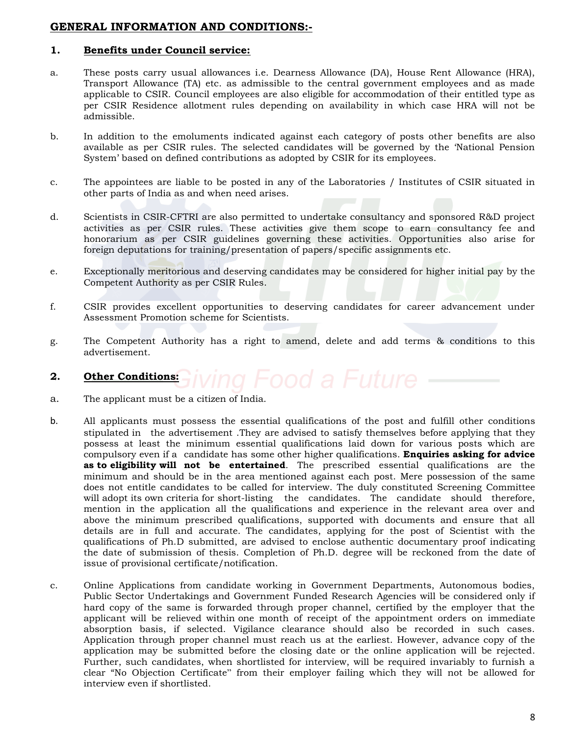## GENERAL INFORMATION AND CONDITIONS:-

### 1. Benefits under Council service:

a. These posts carry usual allowances i.e. Dearness Allowance (DA), House Rent Allowance (HRA), Transport Allowance (TA) etc. as admissible to the central government employees and as made applicable to CSIR. Council employees are also eligible for accommodation of their entitled type as per CSIR Residence allotment rules depending on availability in which case HRA will not be admissible.

b. In addition to the emoluments indicated against each category of posts other benefits are also available as per CSIR rules. The selected candidates will be governed by the 'National Pension System' based on defined contributions as adopted by CSIR for its employees.

c. The appointees are liable to be posted in any of the Laboratories / Institutes of CSIR situated in other parts of India as and when need arises.

d. Scientists in CSIR-CFTRI are also permitted to undertake consultancy and sponsored R&D project activities as per CSIR rules. These activities give them scope to earn consultancy fee and honorarium as per CSIR guidelines governing these activities. Opportunities also arise for foreign deputations for training/presentation of papers/specific assignments etc.

e. Exceptionally meritorious and deserving candidates may be considered for higher initial pay by the Competent Authority as per CSIR Rules.

f. CSIR provides excellent opportunities to deserving candidates for career advancement under Assessment Promotion scheme for Scientists.

g. The Competent Authority has a right to amend, delete and add terms & conditions to this advertisement.

### 2. Other Conditions:

a. The applicant must be a citizen of India.

b. All applicants must possess the essential qualifications of the post and fulfill other conditions stipulated in the advertisement .They are advised to satisfy themselves before applying that they possess at least the minimum essential qualifications laid down for various posts which are compulsory even if a candidate has some other higher qualifications. **Enquiries asking for advice as to eligibility will not be entertained**. The prescribed essential qualifications are the minimum and should be in the area mentioned against each post. Mere possession of the same does not entitle candidates to be called for interview. The duly constituted Screening Committee will adopt its own criteria for short-listing the candidates. The candidate should therefore, mention in the application all the qualifications and experience in the relevant area over and above the minimum prescribed qualifications, supported with documents and ensure that all details are in full and accurate. The candidates, applying for the post of Scientist with the qualifications of Ph.D submitted, are advised to enclose authentic documentary proof indicating the date of submission of thesis. Completion of Ph.D. degree will be reckoned from the date of issue of provisional certificate/notification.

c. Online Applications from candidate working in Government Departments, Autonomous bodies, Public Sector Undertakings and Government Funded Research Agencies will be considered only if hard copy of the same is forwarded through proper channel, certified by the employer that the applicant will be relieved within one month of receipt of the appointment orders on immediate absorption basis, if selected. Vigilance clearance should also be recorded in such cases. Application through proper channel must reach us at the earliest. However, advance copy of the application may be submitted before the closing date or the online application will be rejected. Further, such candidates, when shortlisted for interview, will be required invariably to furnish a clear "No Objection Certificate" from their employer failing which they will not be allowed for interview even if shortlisted.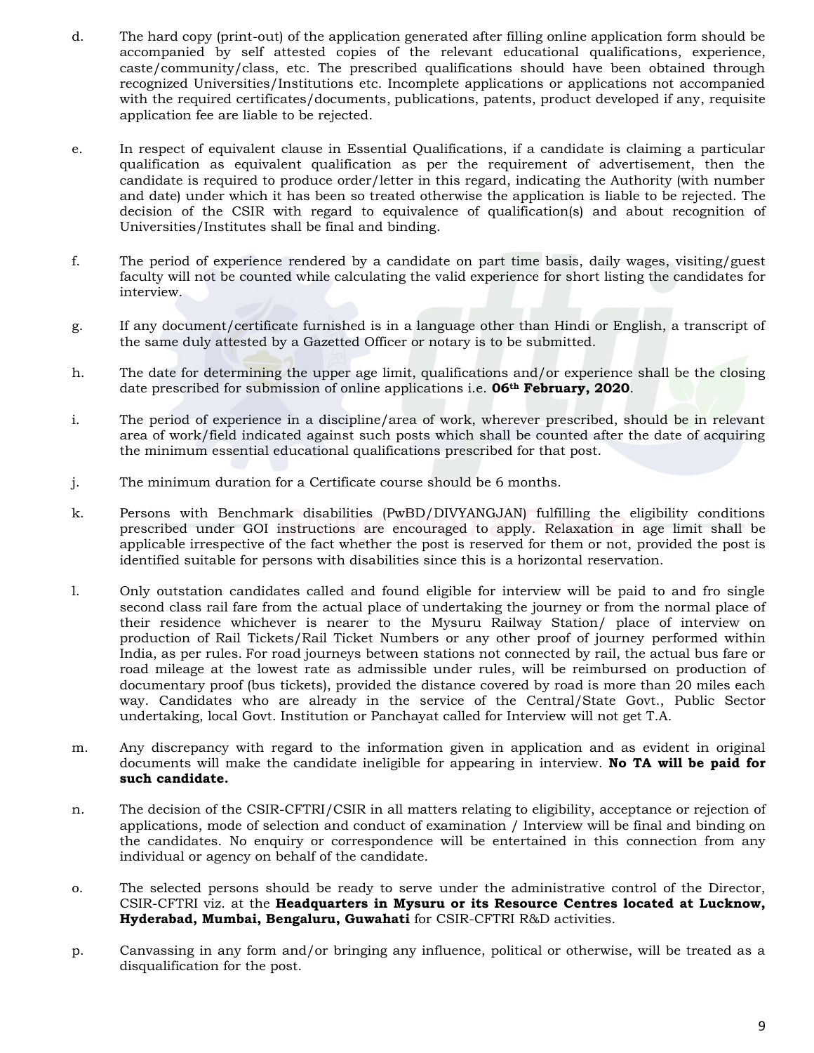d. The hard copy (print-out) of the application generated after filling online application form should be accompanied by self attested copies of the relevant educational qualifications, experience, caste/community/class, etc. The prescribed qualifications should have been obtained through recognized Universities/Institutions etc. Incomplete applications or applications not accompanied with the required certificates/documents, publications, patents, product developed if any, requisite application fee are liable to be rejected.

e. In respect of equivalent clause in Essential Qualifications, if a candidate is claiming a particular qualification as equivalent qualification as per the requirement of advertisement, then the candidate is required to produce order/letter in this regard, indicating the Authority (with number and date) under which it has been so treated otherwise the application is liable to be rejected. The decision of the CSIR with regard to equivalence of qualification(s) and about recognition of Universities/Institutes shall be final and binding.

f. The period of experience rendered by a candidate on part time basis, daily wages, visiting/guest faculty will not be counted while calculating the valid experience for short listing the candidates for interview.

g. If any document/certificate furnished is in a language other than Hindi or English, a transcript of the same duly attested by a Gazetted Officer or notary is to be submitted.

h. The date for determining the upper age limit, qualifications and/or experience shall be the closing date prescribed for submission of online applications i.e. **06th February, 2020**.

i. The period of experience in a discipline/area of work, wherever prescribed, should be in relevant area of work/field indicated against such posts which shall be counted after the date of acquiring the minimum essential educational qualifications prescribed for that post.

j. The minimum duration for a Certificate course should be 6 months.

k. Persons with Benchmark disabilities (PwBD/DIVYANGJAN) fulfilling the eligibility conditions prescribed under GOI instructions are encouraged to apply. Relaxation in age limit shall be applicable irrespective of the fact whether the post is reserved for them or not, provided the post is identified suitable for persons with disabilities since this is a horizontal reservation.

l. Only outstation candidates called and found eligible for interview will be paid to and fro single second class rail fare from the actual place of undertaking the journey or from the normal place of their residence whichever is nearer to the Mysuru Railway Station/ place of interview on production of Rail Tickets/Rail Ticket Numbers or any other proof of journey performed within India, as per rules. For road journeys between stations not connected by rail, the actual bus fare or road mileage at the lowest rate as admissible under rules, will be reimbursed on production of documentary proof (bus tickets), provided the distance covered by road is more than 20 miles each way. Candidates who are already in the service of the Central/State Govt., Public Sector undertaking, local Govt. Institution or Panchayat called for Interview will not get T.A.

m. Any discrepancy with regard to the information given in application and as evident in original documents will make the candidate ineligible for appearing in interview. **No TA will be paid for such candidate.**

n. The decision of the CSIR-CFTRI/CSIR in all matters relating to eligibility, acceptance or rejection of applications, mode of selection and conduct of examination / Interview will be final and binding on the candidates. No enquiry or correspondence will be entertained in this connection from any individual or agency on behalf of the candidate.

o. The selected persons should be ready to serve under the administrative control of the Director, CSIR-CFTRI viz. at the **Headquarters in Mysuru or its Resource Centres located at Lucknow, Hyderabad, Mumbai, Bengaluru, Guwahati** for CSIR-CFTRI R&D activities.

p. Canvassing in any form and/or bringing any influence, political or otherwise, will be treated as a disqualification for the post.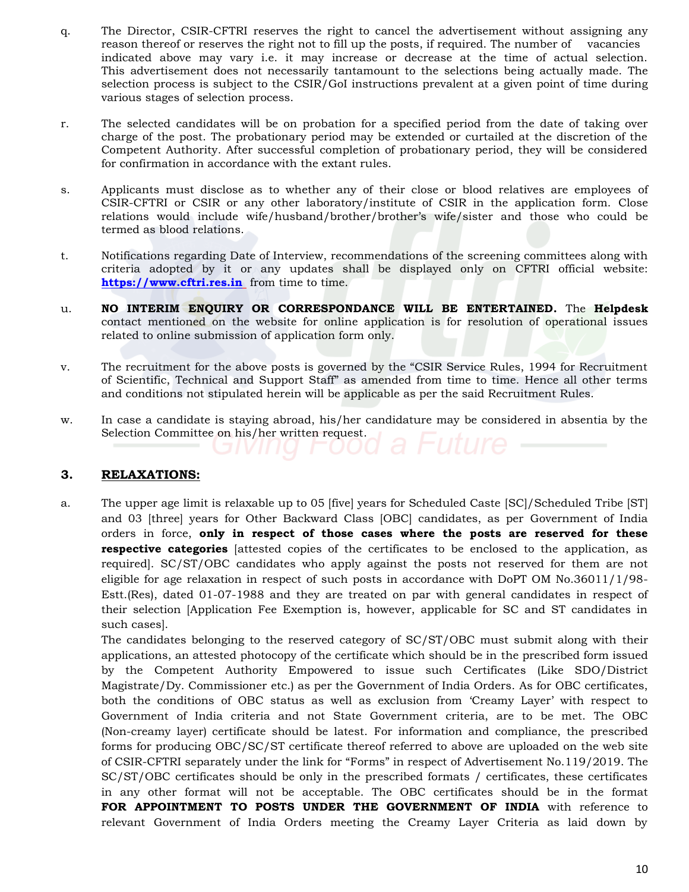q. The Director, CSIR-CFTRI reserves the right to cancel the advertisement without assigning any reason thereof or reserves the right not to fill up the posts, if required. The number of vacancies indicated above may vary i.e. it may increase or decrease at the time of actual selection. This advertisement does not necessarily tantamount to the selections being actually made. The selection process is subject to the CSIR/GoI instructions prevalent at a given point of time during various stages of selection process.

r. The selected candidates will be on probation for a specified period from the date of taking over charge of the post. The probationary period may be extended or curtailed at the discretion of the Competent Authority. After successful completion of probationary period, they will be considered for confirmation in accordance with the extant rules.

s. Applicants must disclose as to whether any of their close or blood relatives are employees of CSIR-CFTRI or CSIR or any other laboratory/institute of CSIR in the application form. Close relations would include wife/husband/brother/brother's wife/sister and those who could be termed as blood relations.

t. Notifications regarding Date of Interview, recommendations of the screening committees along with criteria adopted by it or any updates shall be displayed only on CFTRI official website: **https://www.cftri.res.in** from time to time.

u. **NO INTERIM ENQUIRY OR CORRESPONDANCE WILL BE ENTERTAINED.** The **Helpdesk** contact mentioned on the website for online application is for resolution of operational issues related to online submission of application form only.

v. The recruitment for the above posts is governed by the "CSIR Service Rules, 1994 for Recruitment of Scientific, Technical and Support Staff" as amended from time to time. Hence all other terms and conditions not stipulated herein will be applicable as per the said Recruitment Rules.

w. In case a candidate is staying abroad, his/her candidature may be considered in absentia by the Selection Committee on his/her written request.

## 3. RELAXATIONS:

a. The upper age limit is relaxable up to 05 [five] years for Scheduled Caste [SC]/Scheduled Tribe [ST] and 03 [three] years for Other Backward Class [OBC] candidates, as per Government of India orders in force, **only in respect of those cases where the posts are reserved for these respective categories** [attested copies of the certificates to be enclosed to the application, as required]. SC/ST/OBC candidates who apply against the posts not reserved for them are not eligible for age relaxation in respect of such posts in accordance with DoPT OM No.36011/1/98-Estt.(Res), dated 01-07-1988 and they are treated on par with general candidates in respect of their selection [Application Fee Exemption is, however, applicable for SC and ST candidates in such cases].

The candidates belonging to the reserved category of SC/ST/OBC must submit along with their applications, an attested photocopy of the certificate which should be in the prescribed form issued by the Competent Authority Empowered to issue such Certificates (Like SDO/District Magistrate/Dy. Commissioner etc.) as per the Government of India Orders. As for OBC certificates, both the conditions of OBC status as well as exclusion from 'Creamy Layer' with respect to Government of India criteria and not State Government criteria, are to be met. The OBC (Non-creamy layer) certificate should be latest. For information and compliance, the prescribed forms for producing OBC/SC/ST certificate thereof referred to above are uploaded on the web site of CSIR-CFTRI separately under the link for "Forms" in respect of Advertisement No.119/2019. The SC/ST/OBC certificates should be only in the prescribed formats / certificates, these certificates in any other format will not be acceptable. The OBC certificates should be in the format **FOR APPOINTMENT TO POSTS UNDER THE GOVERNMENT OF INDIA** with reference to relevant Government of India Orders meeting the Creamy Layer Criteria as laid down by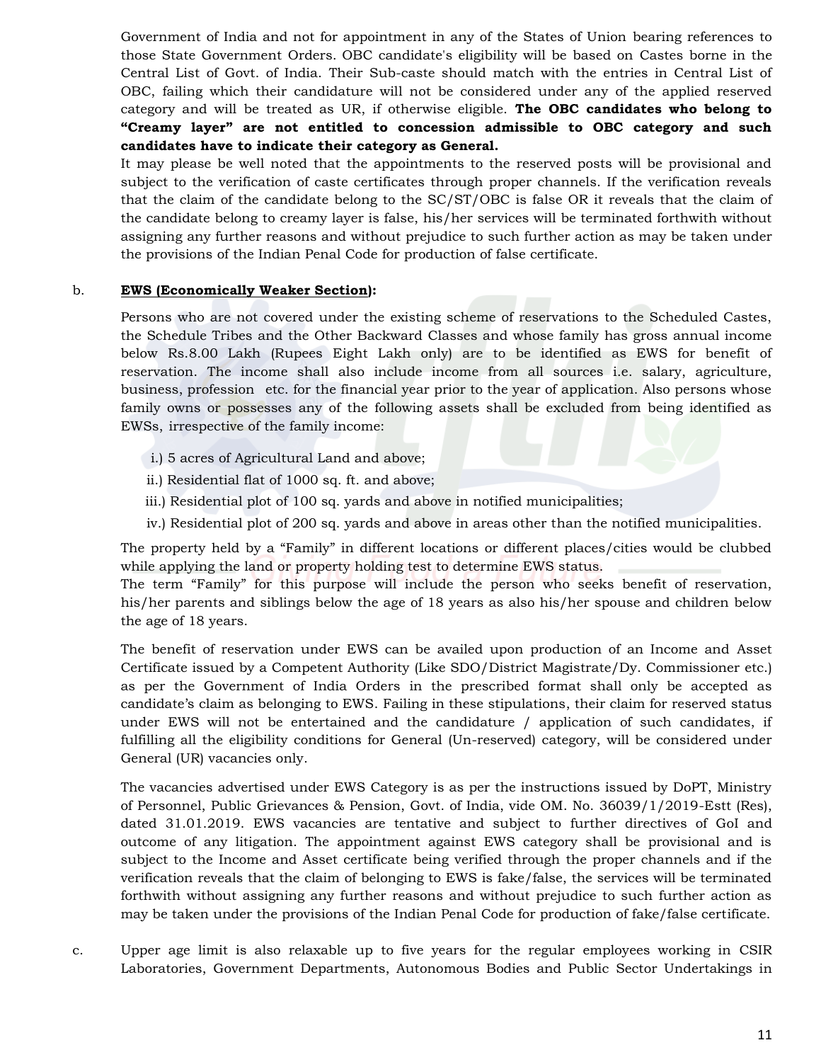Government of India and not for appointment in any of the States of Union bearing references to those State Government Orders. OBC candidate's eligibility will be based on Castes borne in the Central List of Govt. of India. Their Sub-caste should match with the entries in Central List of OBC, failing which their candidature will not be considered under any of the applied reserved category and will be treated as UR, if otherwise eligible. **The OBC candidates who belong to "Creamy layer" are not entitled to concession admissible to OBC category and such candidates have to indicate their category as General.**

It may please be well noted that the appointments to the reserved posts will be provisional and subject to the verification of caste certificates through proper channels. If the verification reveals that the claim of the candidate belong to the SC/ST/OBC is false OR it reveals that the claim of the candidate belong to creamy layer is false, his/her services will be terminated forthwith without assigning any further reasons and without prejudice to such further action as may be taken under the provisions of the Indian Penal Code for production of false certificate.

b. **EWS (Economically Weaker Section):**

Persons who are not covered under the existing scheme of reservations to the Scheduled Castes, the Schedule Tribes and the Other Backward Classes and whose family has gross annual income below Rs.8.00 Lakh (Rupees Eight Lakh only) are to be identified as EWS for benefit of reservation. The income shall also include income from all sources i.e. salary, agriculture, business, profession etc. for the financial year prior to the year of application. Also persons whose family owns or possesses any of the following assets shall be excluded from being identified as EWSs, irrespective of the family income:

i.) 5 acres of Agricultural Land and above;

ii.) Residential flat of 1000 sq. ft. and above;

iii.) Residential plot of 100 sq. yards and above in notified municipalities;

iv.) Residential plot of 200 sq. yards and above in areas other than the notified municipalities.

The property held by a "Family" in different locations or different places/cities would be clubbed while applying the land or property holding test to determine EWS status.

The term "Family" for this purpose will include the person who seeks benefit of reservation, his/her parents and siblings below the age of 18 years as also his/her spouse and children below the age of 18 years.

The benefit of reservation under EWS can be availed upon production of an Income and Asset Certificate issued by a Competent Authority (Like SDO/District Magistrate/Dy. Commissioner etc.) as per the Government of India Orders in the prescribed format shall only be accepted as candidate's claim as belonging to EWS. Failing in these stipulations, their claim for reserved status under EWS will not be entertained and the candidature / application of such candidates, if fulfilling all the eligibility conditions for General (Un-reserved) category, will be considered under General (UR) vacancies only.

The vacancies advertised under EWS Category is as per the instructions issued by DoPT, Ministry of Personnel, Public Grievances & Pension, Govt. of India, vide OM. No. 36039/1/2019-Estt (Res), dated 31.01.2019. EWS vacancies are tentative and subject to further directives of GoI and outcome of any litigation. The appointment against EWS category shall be provisional and is subject to the Income and Asset certificate being verified through the proper channels and if the verification reveals that the claim of belonging to EWS is fake/false, the services will be terminated forthwith without assigning any further reasons and without prejudice to such further action as may be taken under the provisions of the Indian Penal Code for production of fake/false certificate.

c. Upper age limit is also relaxable up to five years for the regular employees working in CSIR Laboratories, Government Departments, Autonomous Bodies and Public Sector Undertakings in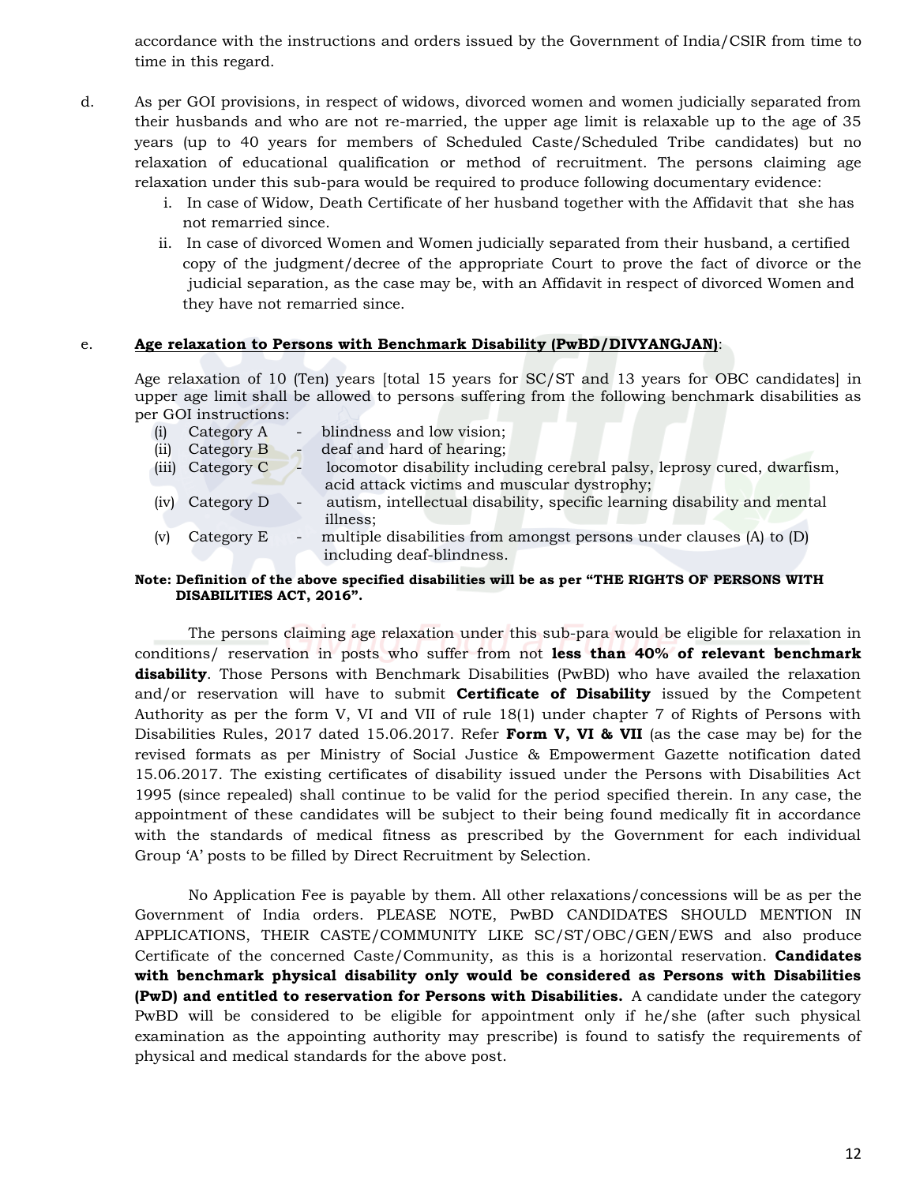accordance with the instructions and orders issued by the Government of India/CSIR from time to time in this regard.

d. As per GOI provisions, in respect of widows, divorced women and women judicially separated from their husbands and who are not re-married, the upper age limit is relaxable up to the age of 35 years (up to 40 years for members of Scheduled Caste/Scheduled Tribe candidates) but no relaxation of educational qualification or method of recruitment. The persons claiming age relaxation under this sub-para would be required to produce following documentary evidence:

   i. In case of Widow, Death Certificate of her husband together with the Affidavit that she has not remarried since.

   ii. In case of divorced Women and Women judicially separated from their husband, a certified copy of the judgment/decree of the appropriate Court to prove the fact of divorce or the judicial separation, as the case may be, with an Affidavit in respect of divorced Women and they have not remarried since.

e. **Age relaxation to Persons with Benchmark Disability (PwBD/DIVYANGJAN)**:

Age relaxation of 10 (Ten) years [total 15 years for SC/ST and 13 years for OBC candidates] in upper age limit shall be allowed to persons suffering from the following benchmark disabilities as per GOI instructions:

(i) Category A - blindness and low vision;
(ii) Category B - deaf and hard of hearing;
(iii) Category C - locomotor disability including cerebral palsy, leprosy cured, dwarfism, acid attack victims and muscular dystrophy;
(iv) Category D - autism, intellectual disability, specific learning disability and mental illness;
(v) Category E - multiple disabilities from amongst persons under clauses (A) to (D) including deaf-blindness.

**Note: Definition of the above specified disabilities will be as per "THE RIGHTS OF PERSONS WITH DISABILITIES ACT, 2016".**

The persons claiming age relaxation under this sub-para would be eligible for relaxation in conditions/ reservation in posts who suffer from not **less than 40% of relevant benchmark disability**. Those Persons with Benchmark Disabilities (PwBD) who have availed the relaxation and/or reservation will have to submit **Certificate of Disability** issued by the Competent Authority as per the form V, VI and VII of rule 18(1) under chapter 7 of Rights of Persons with Disabilities Rules, 2017 dated 15.06.2017. Refer **Form V, VI & VII** (as the case may be) for the revised formats as per Ministry of Social Justice & Empowerment Gazette notification dated 15.06.2017. The existing certificates of disability issued under the Persons with Disabilities Act 1995 (since repealed) shall continue to be valid for the period specified therein. In any case, the appointment of these candidates will be subject to their being found medically fit in accordance with the standards of medical fitness as prescribed by the Government for each individual Group 'A' posts to be filled by Direct Recruitment by Selection.

No Application Fee is payable by them. All other relaxations/concessions will be as per the Government of India orders. PLEASE NOTE, PwBD CANDIDATES SHOULD MENTION IN APPLICATIONS, THEIR CASTE/COMMUNITY LIKE SC/ST/OBC/GEN/EWS and also produce Certificate of the concerned Caste/Community, as this is a horizontal reservation. **Candidates with benchmark physical disability only would be considered as Persons with Disabilities (PwD) and entitled to reservation for Persons with Disabilities.** A candidate under the category PwBD will be considered to be eligible for appointment only if he/she (after such physical examination as the appointing authority may prescribe) is found to satisfy the requirements of physical and medical standards for the above post.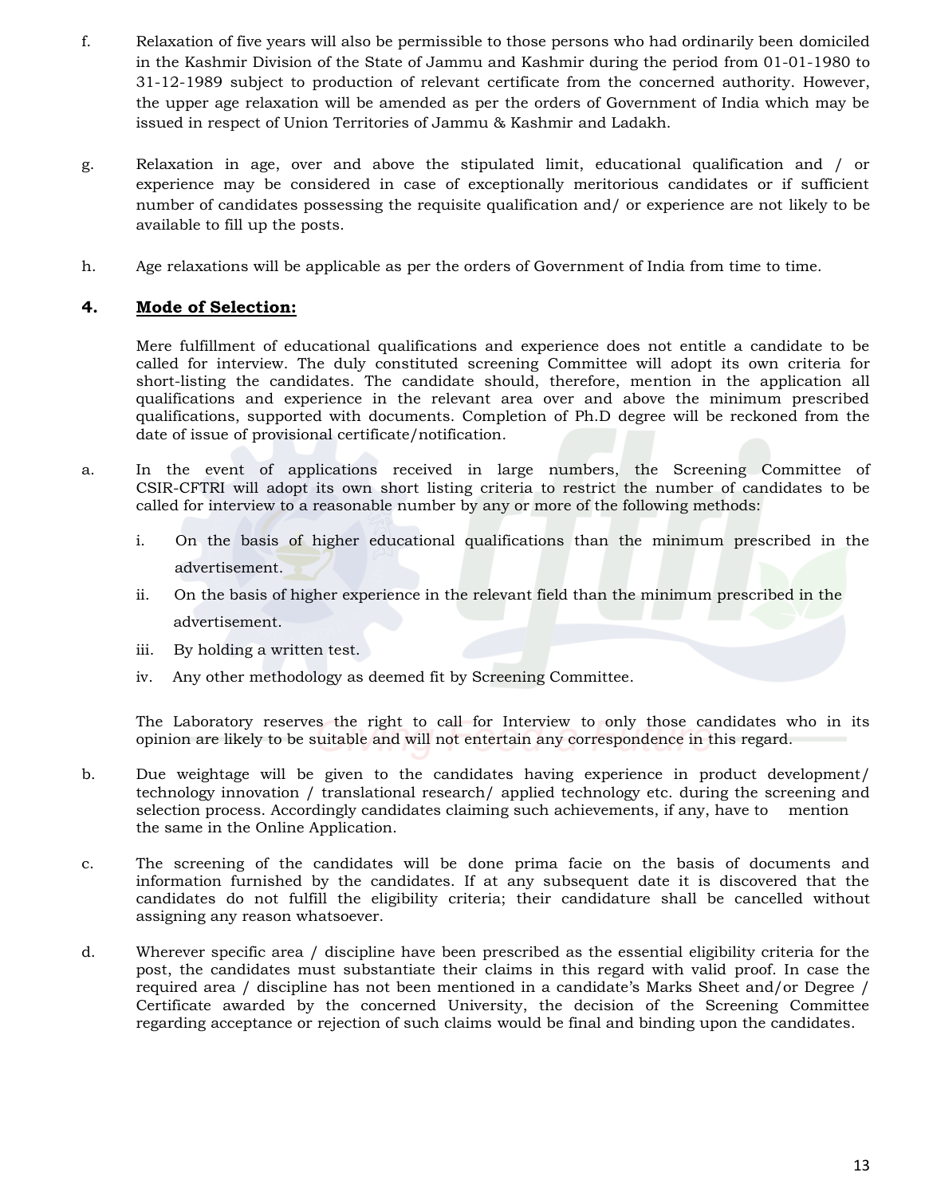f. Relaxation of five years will also be permissible to those persons who had ordinarily been domiciled in the Kashmir Division of the State of Jammu and Kashmir during the period from 01-01-1980 to 31-12-1989 subject to production of relevant certificate from the concerned authority. However, the upper age relaxation will be amended as per the orders of Government of India which may be issued in respect of Union Territories of Jammu & Kashmir and Ladakh.

g. Relaxation in age, over and above the stipulated limit, educational qualification and / or experience may be considered in case of exceptionally meritorious candidates or if sufficient number of candidates possessing the requisite qualification and/ or experience are not likely to be available to fill up the posts.

h. Age relaxations will be applicable as per the orders of Government of India from time to time.

## 4. **Mode of Selection:**

Mere fulfillment of educational qualifications and experience does not entitle a candidate to be called for interview. The duly constituted screening Committee will adopt its own criteria for short-listing the candidates. The candidate should, therefore, mention in the application all qualifications and experience in the relevant area over and above the minimum prescribed qualifications, supported with documents. Completion of Ph.D degree will be reckoned from the date of issue of provisional certificate/notification.

a. In the event of applications received in large numbers, the Screening Committee of CSIR-CFTRI will adopt its own short listing criteria to restrict the number of candidates to be called for interview to a reasonable number by any or more of the following methods:

   i. On the basis of higher educational qualifications than the minimum prescribed in the advertisement.

   ii. On the basis of higher experience in the relevant field than the minimum prescribed in the advertisement.

   iii. By holding a written test.

   iv. Any other methodology as deemed fit by Screening Committee.

   The Laboratory reserves the right to call for Interview to only those candidates who in its opinion are likely to be suitable and will not entertain any correspondence in this regard.

b. Due weightage will be given to the candidates having experience in product development/ technology innovation / translational research/ applied technology etc. during the screening and selection process. Accordingly candidates claiming such achievements, if any, have to mention the same in the Online Application.

c. The screening of the candidates will be done prima facie on the basis of documents and information furnished by the candidates. If at any subsequent date it is discovered that the candidates do not fulfill the eligibility criteria; their candidature shall be cancelled without assigning any reason whatsoever.

d. Wherever specific area / discipline have been prescribed as the essential eligibility criteria for the post, the candidates must substantiate their claims in this regard with valid proof. In case the required area / discipline has not been mentioned in a candidate's Marks Sheet and/or Degree / Certificate awarded by the concerned University, the decision of the Screening Committee regarding acceptance or rejection of such claims would be final and binding upon the candidates.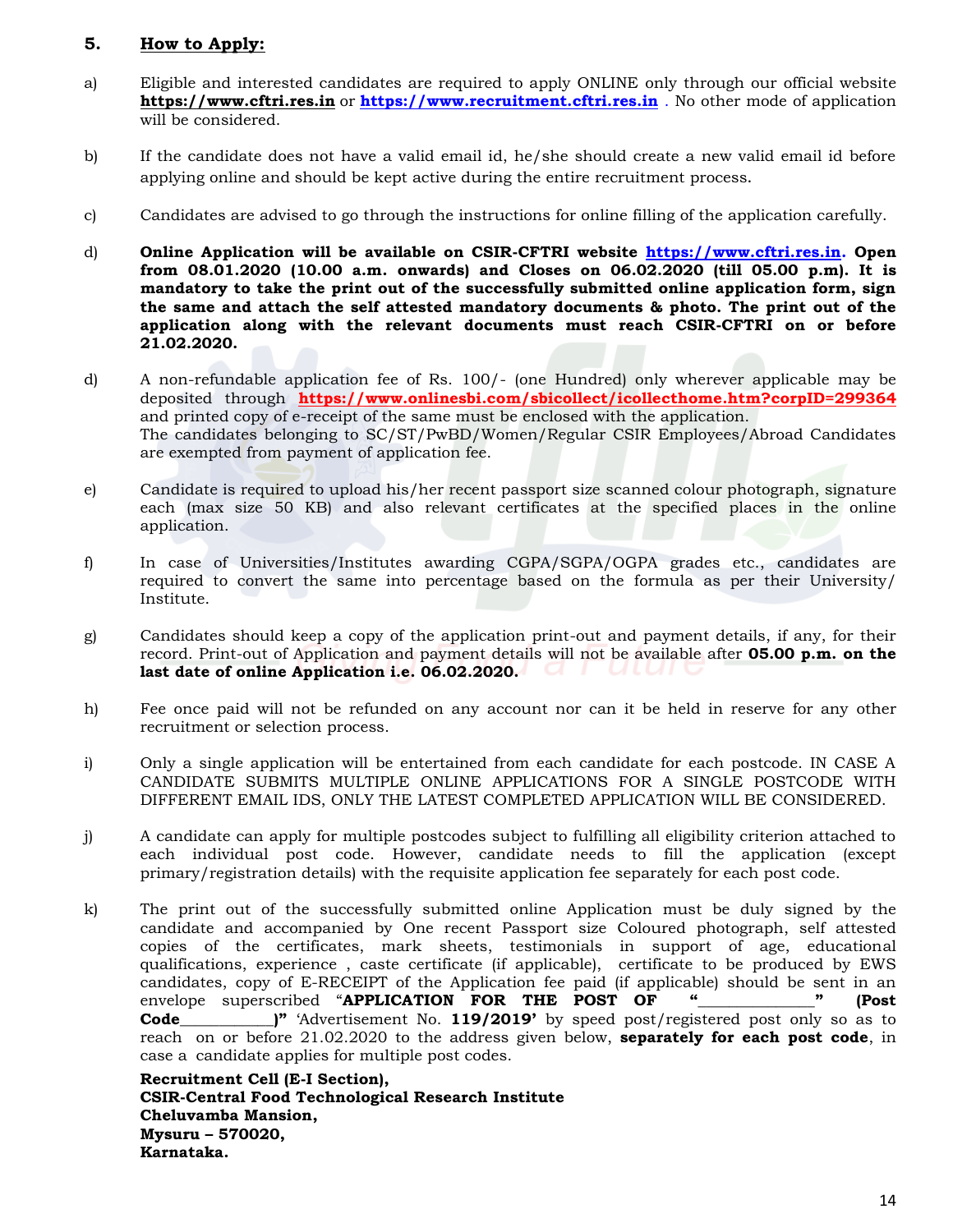## 5. **How to Apply:**

a) Eligible and interested candidates are required to apply ONLINE only through our official website **https://www.cftri.res.in** or **https://www.recruitment.cftri.res.in** . No other mode of application will be considered.

b) If the candidate does not have a valid email id, he/she should create a new valid email id before applying online and should be kept active during the entire recruitment process.

c) Candidates are advised to go through the instructions for online filling of the application carefully.

d) **Online Application will be available on CSIR-CFTRI website https://www.cftri.res.in. Open from 08.01.2020 (10.00 a.m. onwards) and Closes on 06.02.2020 (till 05.00 p.m). It is mandatory to take the print out of the successfully submitted online application form, sign the same and attach the self attested mandatory documents & photo. The print out of the application along with the relevant documents must reach CSIR-CFTRI on or before 21.02.2020.**

d) A non-refundable application fee of Rs. 100/- (one Hundred) only wherever applicable may be deposited through **https://www.onlinesbi.com/sbicollect/icollecthome.htm?corpID=299364** and printed copy of e-receipt of the same must be enclosed with the application.
The candidates belonging to SC/ST/PwBD/Women/Regular CSIR Employees/Abroad Candidates are exempted from payment of application fee.

e) Candidate is required to upload his/her recent passport size scanned colour photograph, signature each (max size 50 KB) and also relevant certificates at the specified places in the online application.

f) In case of Universities/Institutes awarding CGPA/SGPA/OGPA grades etc., candidates are required to convert the same into percentage based on the formula as per their University/ Institute.

g) Candidates should keep a copy of the application print-out and payment details, if any, for their record. Print-out of Application and payment details will not be available after **05.00 p.m. on the last date of online Application i.e. 06.02.2020.**

h) Fee once paid will not be refunded on any account nor can it be held in reserve for any other recruitment or selection process.

i) Only a single application will be entertained from each candidate for each postcode. IN CASE A CANDIDATE SUBMITS MULTIPLE ONLINE APPLICATIONS FOR A SINGLE POSTCODE WITH DIFFERENT EMAIL IDS, ONLY THE LATEST COMPLETED APPLICATION WILL BE CONSIDERED.

j) A candidate can apply for multiple postcodes subject to fulfilling all eligibility criterion attached to each individual post code. However, candidate needs to fill the application (except primary/registration details) with the requisite application fee separately for each post code.

k) The print out of the successfully submitted online Application must be duly signed by the candidate and accompanied by One recent Passport size Coloured photograph, self attested copies of the certificates, mark sheets, testimonials in support of age, educational qualifications, experience , caste certificate (if applicable), certificate to be produced by EWS candidates, copy of E-RECEIPT of the Application fee paid (if applicable) should be sent in an envelope superscribed "**APPLICATION FOR THE POST OF "_____________" (Post Code___________)"** 'Advertisement No. **119/2019'** by speed post/registered post only so as to reach on or before 21.02.2020 to the address given below, **separately for each post code**, in case a candidate applies for multiple post codes.

**Recruitment Cell (E-I Section),**
**CSIR-Central Food Technological Research Institute**
**Cheluvamba Mansion,**
**Mysuru – 570020,**
**Karnataka.**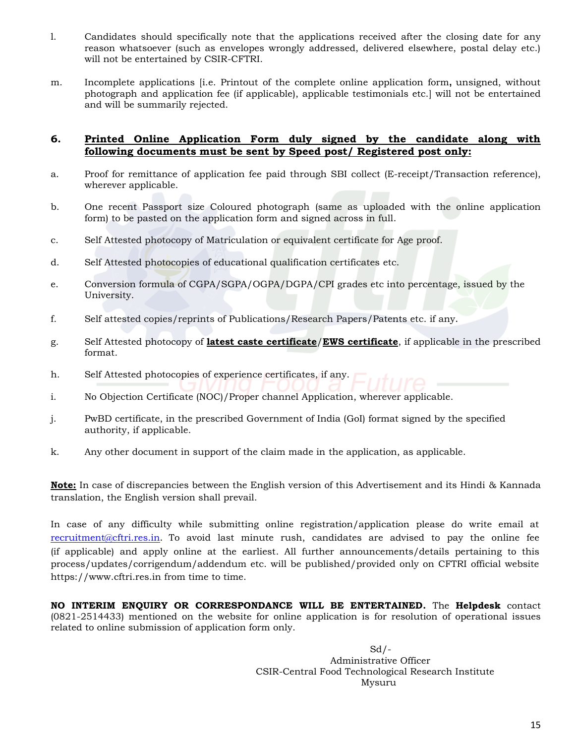l. Candidates should specifically note that the applications received after the closing date for any reason whatsoever (such as envelopes wrongly addressed, delivered elsewhere, postal delay etc.) will not be entertained by CSIR-CFTRI.

m. Incomplete applications [i.e. Printout of the complete online application form**,** unsigned, without photograph and application fee (if applicable), applicable testimonials etc.] will not be entertained and will be summarily rejected.

## 6. Printed Online Application Form duly signed by the candidate along with following documents must be sent by Speed post/ Registered post only:

a. Proof for remittance of application fee paid through SBI collect (E-receipt/Transaction reference), wherever applicable.

b. One recent Passport size Coloured photograph (same as uploaded with the online application form) to be pasted on the application form and signed across in full.

c. Self Attested photocopy of Matriculation or equivalent certificate for Age proof.

d. Self Attested photocopies of educational qualification certificates etc.

e. Conversion formula of CGPA/SGPA/OGPA/DGPA/CPI grades etc into percentage, issued by the University.

f. Self attested copies/reprints of Publications/Research Papers/Patents etc. if any.

g. Self Attested photocopy of **latest caste certificate**/**EWS certificate**, if applicable in the prescribed format.

h. Self Attested photocopies of experience certificates, if any.

i. No Objection Certificate (NOC)/Proper channel Application, wherever applicable.

j. PwBD certificate, in the prescribed Government of India (GoI) format signed by the specified authority, if applicable.

k. Any other document in support of the claim made in the application, as applicable.

**Note:** In case of discrepancies between the English version of this Advertisement and its Hindi & Kannada translation, the English version shall prevail.

In case of any difficulty while submitting online registration/application please do write email at recruitment@cftri.res.in. To avoid last minute rush, candidates are advised to pay the online fee (if applicable) and apply online at the earliest. All further announcements/details pertaining to this process/updates/corrigendum/addendum etc. will be published/provided only on CFTRI official website https://www.cftri.res.in from time to time.

**NO INTERIM ENQUIRY OR CORRESPONDANCE WILL BE ENTERTAINED.** The **Helpdesk** contact (0821-2514433) mentioned on the website for online application is for resolution of operational issues related to online submission of application form only.

Sd/-
Administrative Officer
CSIR-Central Food Technological Research Institute
Mysuru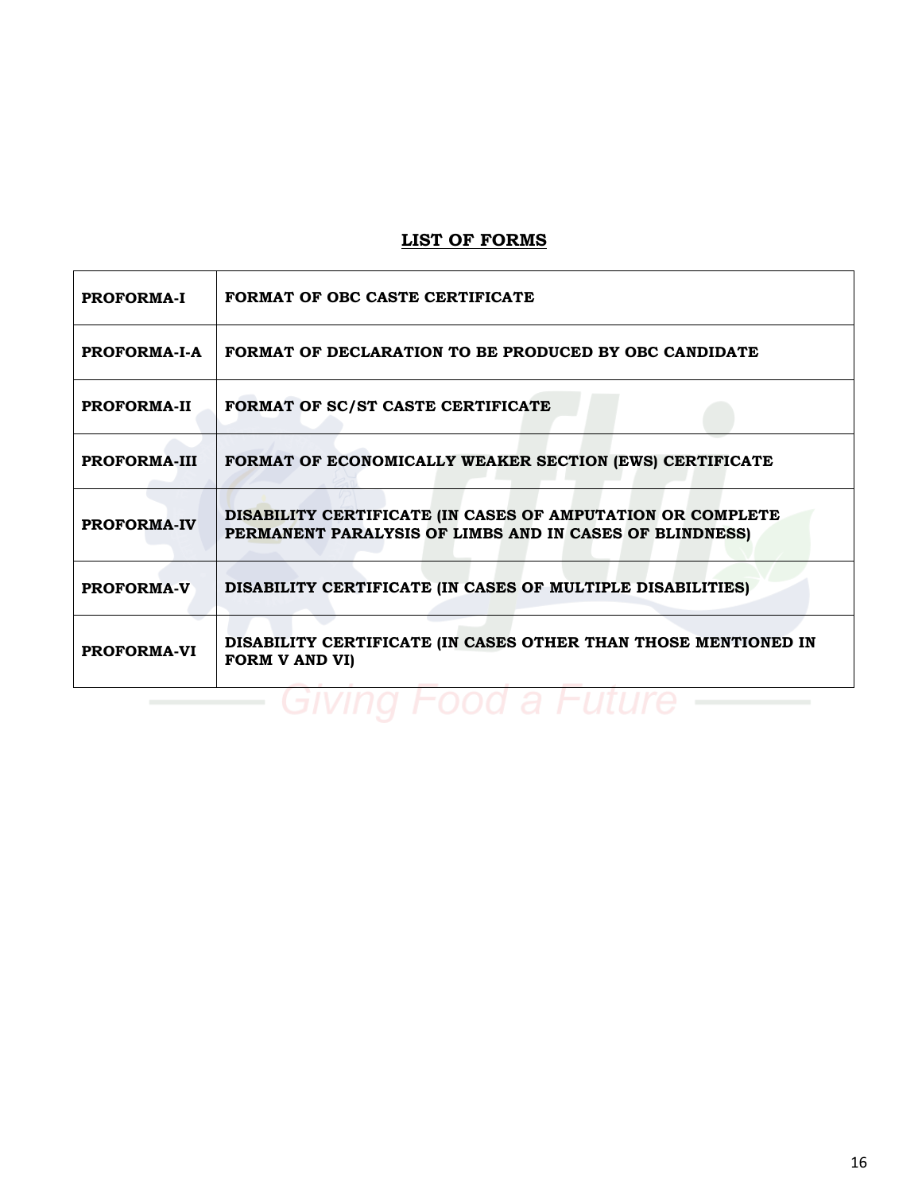## LIST OF FORMS

| | |
|---|---|
| **PROFORMA-I** | **FORMAT OF OBC CASTE CERTIFICATE** |
| **PROFORMA-I-A** | **FORMAT OF DECLARATION TO BE PRODUCED BY OBC CANDIDATE** |
| **PROFORMA-II** | **FORMAT OF SC/ST CASTE CERTIFICATE** |
| **PROFORMA-III** | **FORMAT OF ECONOMICALLY WEAKER SECTION (EWS) CERTIFICATE** |
| **PROFORMA-IV** | **DISABILITY CERTIFICATE (IN CASES OF AMPUTATION OR COMPLETE PERMANENT PARALYSIS OF LIMBS AND IN CASES OF BLINDNESS)** |
| **PROFORMA-V** | **DISABILITY CERTIFICATE (IN CASES OF MULTIPLE DISABILITIES)** |
| **PROFORMA-VI** | **DISABILITY CERTIFICATE (IN CASES OTHER THAN THOSE MENTIONED IN FORM V AND VI)** |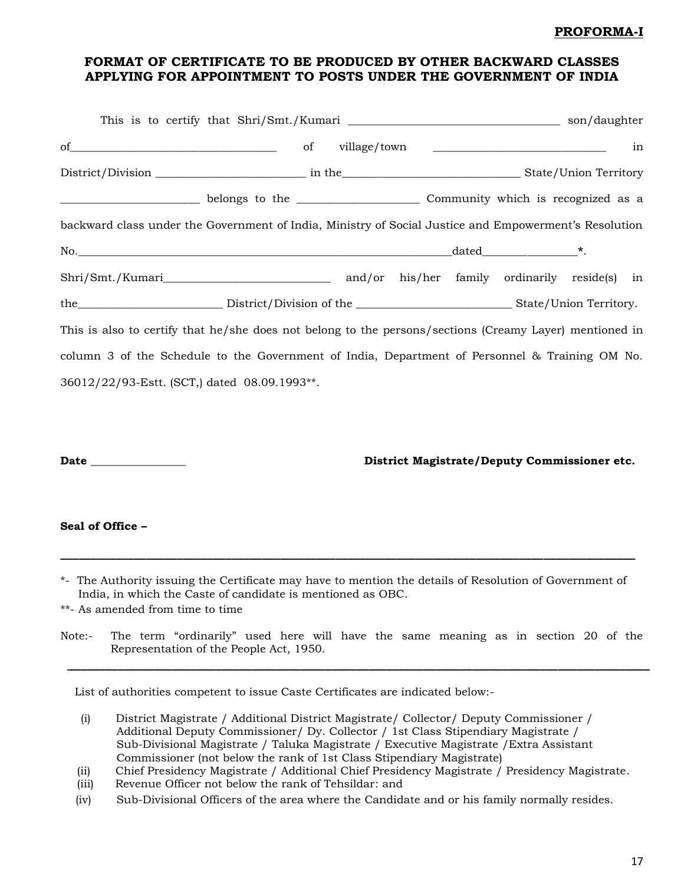**PROFORMA-I**

**FORMAT OF CERTIFICATE TO BE PRODUCED BY OTHER BACKWARD CLASSES APPLYING FOR APPOINTMENT TO POSTS UNDER THE GOVERNMENT OF INDIA**

This is to certify that Shri/Smt./Kumari ____________________________________ son/daughter of___________________________________ of village/town ______________________________ in District/Division __________________________ in the_______________________________ State/Union Territory ________________________ belongs to the _____________________ Community which is recognized as a backward class under the Government of India, Ministry of Social Justice and Empowerment's Resolution No.________________________________________________________________dated________________**\***. Shri/Smt./Kumari_____________________________ and/or his/her family ordinarily reside(s) in the_________________________ District/Division of the ___________________________ State/Union Territory. This is also to certify that he/she does not belong to the persons/sections (Creamy Layer) mentioned in column 3 of the Schedule to the Government of India, Department of Personnel & Training OM No. 36012/22/93-Estt. (SCT,) dated 08.09.1993**.

**Date** _________________ **District Magistrate/Deputy Commissioner etc.**

**Seal of Office –**

---

*- The Authority issuing the Certificate may have to mention the details of Resolution of Government of India, in which the Caste of candidate is mentioned as OBC.

**- As amended from time to time

Note:- The term "ordinarily" used here will have the same meaning as in section 20 of the Representation of the People Act, 1950.

---

List of authorities competent to issue Caste Certificates are indicated below:-

(i) District Magistrate / Additional District Magistrate/ Collector/ Deputy Commissioner / Additional Deputy Commissioner/ Dy. Collector / 1st Class Stipendiary Magistrate / Sub-Divisional Magistrate / Taluka Magistrate / Executive Magistrate /Extra Assistant Commissioner (not below the rank of 1st Class Stipendiary Magistrate)

(ii) Chief Presidency Magistrate / Additional Chief Presidency Magistrate / Presidency Magistrate.

(iii) Revenue Officer not below the rank of Tehsildar: and

(iv) Sub-Divisional Officers of the area where the Candidate and or his family normally resides.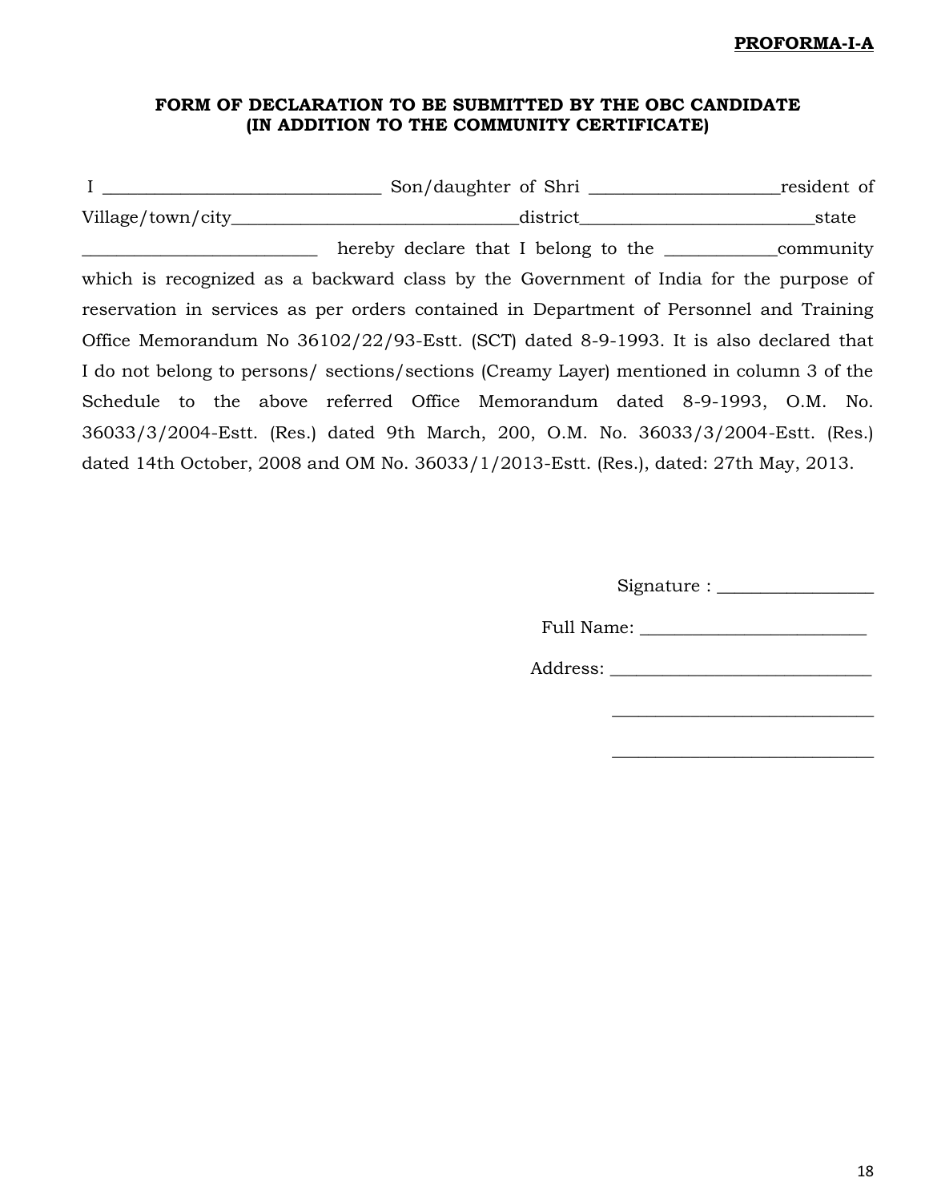**PROFORMA-I-A**

**FORM OF DECLARATION TO BE SUBMITTED BY THE OBC CANDIDATE (IN ADDITION TO THE COMMUNITY CERTIFICATE)**

I _______________________________ Son/daughter of Shri _____________________resident of Village/town/city________________________________district__________________________state __________________________ hereby declare that I belong to the ____________community which is recognized as a backward class by the Government of India for the purpose of reservation in services as per orders contained in Department of Personnel and Training Office Memorandum No 36102/22/93-Estt. (SCT) dated 8-9-1993. It is also declared that I do not belong to persons/ sections/sections (Creamy Layer) mentioned in column 3 of the Schedule to the above referred Office Memorandum dated 8-9-1993, O.M. No. 36033/3/2004-Estt. (Res.) dated 9th March, 200, O.M. No. 36033/3/2004-Estt. (Res.) dated 14th October, 2008 and OM No. 36033/1/2013-Estt. (Res.), dated: 27th May, 2013.

Signature : _________________

Full Name: _________________________

Address: _____________________________

_____________________________

_____________________________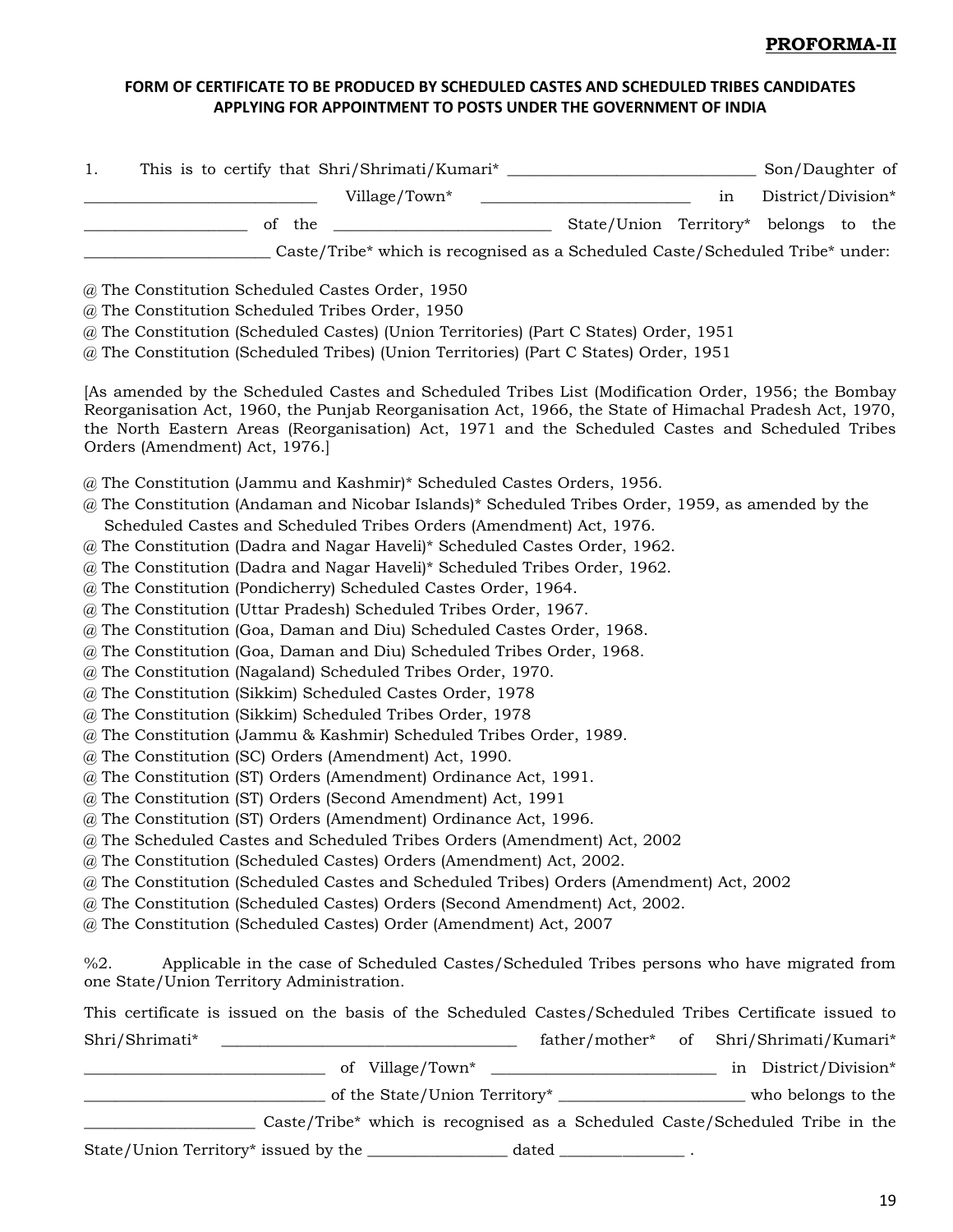**PROFORMA-II**

**FORM OF CERTIFICATE TO BE PRODUCED BY SCHEDULED CASTES AND SCHEDULED TRIBES CANDIDATES APPLYING FOR APPOINTMENT TO POSTS UNDER THE GOVERNMENT OF INDIA**

1. This is to certify that Shri/Shrimati/Kumari* ______________________________ Son/Daughter of ____________________________ Village/Town* _________________________ in District/Division* ___________________ of the __________________________ State/Union Territory* belongs to the ______________________ Caste/Tribe* which is recognised as a Scheduled Caste/Scheduled Tribe* under:

@ The Constitution Scheduled Castes Order, 1950
@ The Constitution Scheduled Tribes Order, 1950
@ The Constitution (Scheduled Castes) (Union Territories) (Part C States) Order, 1951
@ The Constitution (Scheduled Tribes) (Union Territories) (Part C States) Order, 1951

[As amended by the Scheduled Castes and Scheduled Tribes List (Modification Order, 1956; the Bombay Reorganisation Act, 1960, the Punjab Reorganisation Act, 1966, the State of Himachal Pradesh Act, 1970, the North Eastern Areas (Reorganisation) Act, 1971 and the Scheduled Castes and Scheduled Tribes Orders (Amendment) Act, 1976.]

@ The Constitution (Jammu and Kashmir)* Scheduled Castes Orders, 1956.
@ The Constitution (Andaman and Nicobar Islands)* Scheduled Tribes Order, 1959, as amended by the Scheduled Castes and Scheduled Tribes Orders (Amendment) Act, 1976.
@ The Constitution (Dadra and Nagar Haveli)* Scheduled Castes Order, 1962.
@ The Constitution (Dadra and Nagar Haveli)* Scheduled Tribes Order, 1962.
@ The Constitution (Pondicherry) Scheduled Castes Order, 1964.
@ The Constitution (Uttar Pradesh) Scheduled Tribes Order, 1967.
@ The Constitution (Goa, Daman and Diu) Scheduled Castes Order, 1968.
@ The Constitution (Goa, Daman and Diu) Scheduled Tribes Order, 1968.
@ The Constitution (Nagaland) Scheduled Tribes Order, 1970.
@ The Constitution (Sikkim) Scheduled Castes Order, 1978
@ The Constitution (Sikkim) Scheduled Tribes Order, 1978
@ The Constitution (Jammu & Kashmir) Scheduled Tribes Order, 1989.
@ The Constitution (SC) Orders (Amendment) Act, 1990.
@ The Constitution (ST) Orders (Amendment) Ordinance Act, 1991.
@ The Constitution (ST) Orders (Second Amendment) Act, 1991
@ The Constitution (ST) Orders (Amendment) Ordinance Act, 1996.
@ The Scheduled Castes and Scheduled Tribes Orders (Amendment) Act, 2002
@ The Constitution (Scheduled Castes) Orders (Amendment) Act, 2002.
@ The Constitution (Scheduled Castes and Scheduled Tribes) Orders (Amendment) Act, 2002
@ The Constitution (Scheduled Castes) Orders (Second Amendment) Act, 2002.
@ The Constitution (Scheduled Castes) Order (Amendment) Act, 2007

%2. Applicable in the case of Scheduled Castes/Scheduled Tribes persons who have migrated from one State/Union Territory Administration.

This certificate is issued on the basis of the Scheduled Castes/Scheduled Tribes Certificate issued to Shri/Shrimati* ___________________________________ father/mother* of Shri/Shrimati/Kumari* ______________________________ of Village/Town* ___________________________ in District/Division* ______________________________ of the State/Union Territory* ______________________ who belongs to the ____________________ Caste/Tribe* which is recognised as a Scheduled Caste/Scheduled Tribe in the State/Union Territory* issued by the _________________ dated _______________ .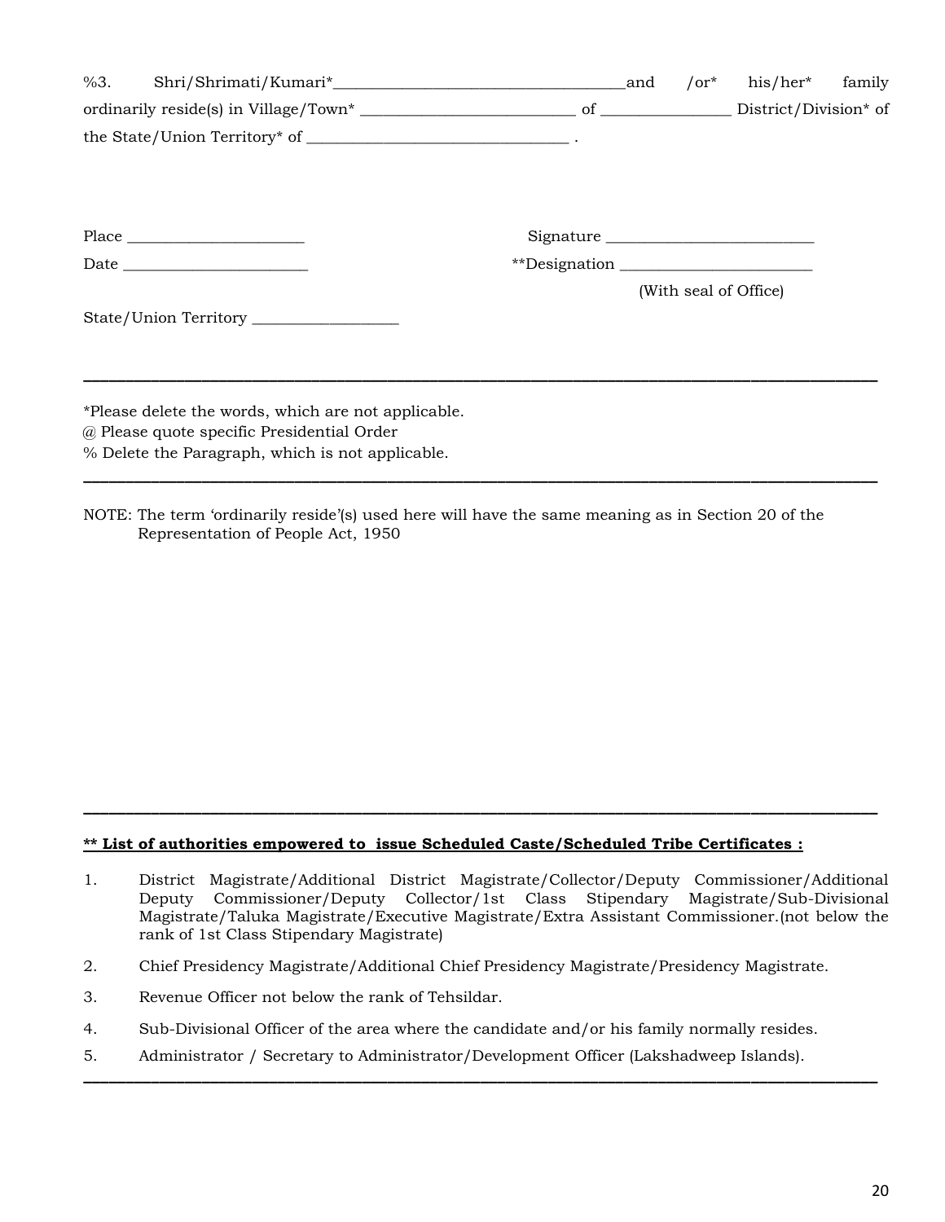%3. Shri/Shrimati/Kumari*_____________________________________and /or* his/her* family ordinarily reside(s) in Village/Town* ___________________________ of ________________ District/Division* of the State/Union Territory* of _________________________________ .

Place ______________________ Signature __________________________

Date _______________________ **Designation ________________________

(With seal of Office)

State/Union Territory __________________

---

*Please delete the words, which are not applicable.
@ Please quote specific Presidential Order
% Delete the Paragraph, which is not applicable.

---

NOTE: The term 'ordinarily reside'(s) used here will have the same meaning as in Section 20 of the Representation of People Act, 1950

---

**<u>** List of authorities empowered to issue Scheduled Caste/Scheduled Tribe Certificates :</u>**

1. District Magistrate/Additional District Magistrate/Collector/Deputy Commissioner/Additional Deputy Commissioner/Deputy Collector/1st Class Stipendary Magistrate/Sub-Divisional Magistrate/Taluka Magistrate/Executive Magistrate/Extra Assistant Commissioner.(not below the rank of 1st Class Stipendary Magistrate)
2. Chief Presidency Magistrate/Additional Chief Presidency Magistrate/Presidency Magistrate.
3. Revenue Officer not below the rank of Tehsildar.
4. Sub-Divisional Officer of the area where the candidate and/or his family normally resides.
5. Administrator / Secretary to Administrator/Development Officer (Lakshadweep Islands).

---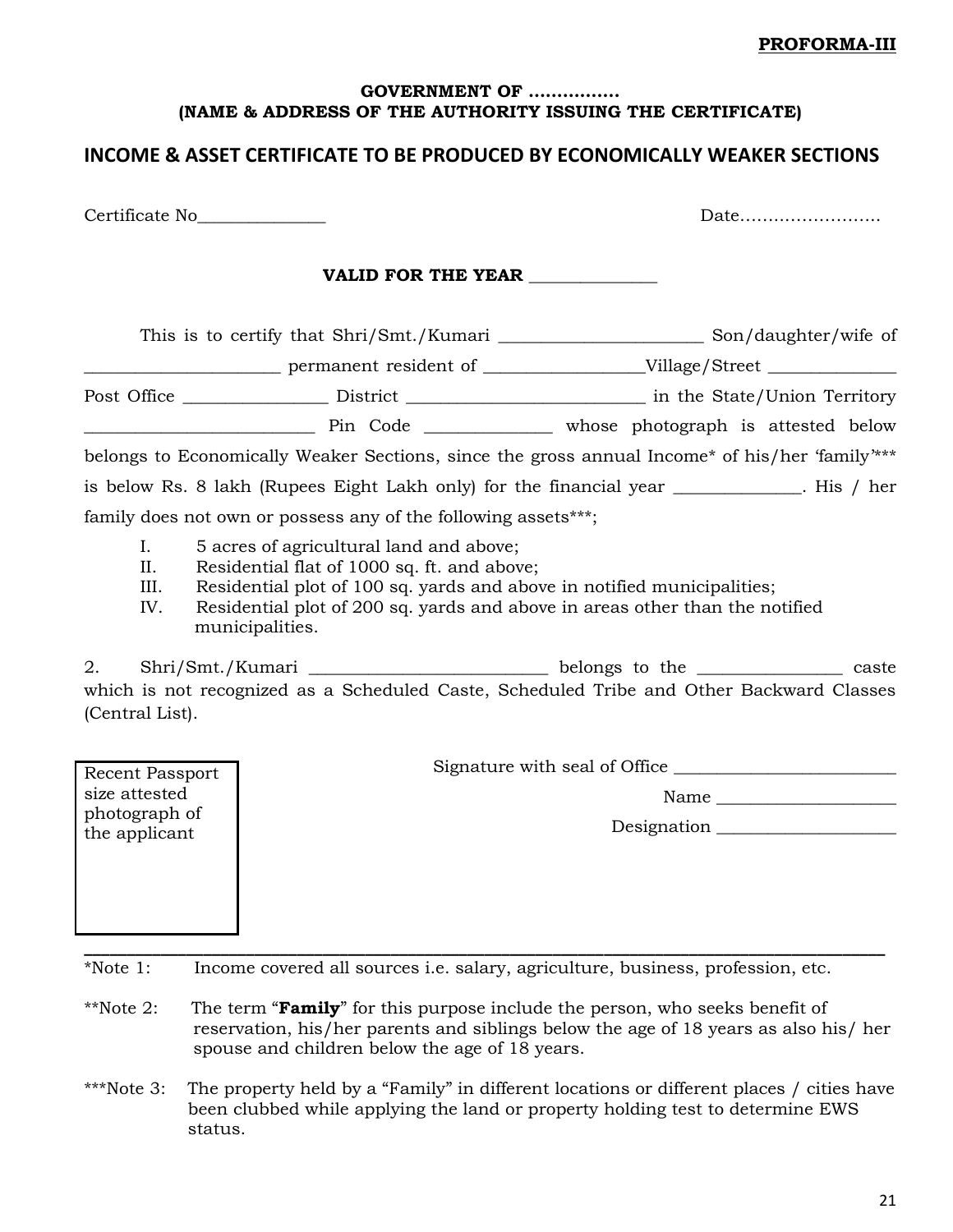**PROFORMA-III**

**GOVERNMENT OF …………….**
**(NAME & ADDRESS OF THE AUTHORITY ISSUING THE CERTIFICATE)**

## INCOME & ASSET CERTIFICATE TO BE PRODUCED BY ECONOMICALLY WEAKER SECTIONS

Certificate No______________ Date…………………….

**VALID FOR THE YEAR ______________**

This is to certify that Shri/Smt./Kumari _______________________ Son/daughter/wife of ______________________ permanent resident of __________________Village/Street ______________ Post Office ________________ District ___________________________ in the State/Union Territory __________________________ Pin Code ______________ whose photograph is attested below belongs to Economically Weaker Sections, since the gross annual Income* of his/her 'family'*** is below Rs. 8 lakh (Rupees Eight Lakh only) for the financial year ______________. His / her family does not own or possess any of the following assets***;

I. 5 acres of agricultural land and above;
II. Residential flat of 1000 sq. ft. and above;
III. Residential plot of 100 sq. yards and above in notified municipalities;
IV. Residential plot of 200 sq. yards and above in areas other than the notified municipalities.

2. Shri/Smt./Kumari ___________________________ belongs to the ________________ caste which is not recognized as a Scheduled Caste, Scheduled Tribe and Other Backward Classes (Central List).

Recent Passport size attested photograph of the applicant

Signature with seal of Office _________________________

Name ____________________

Designation ____________________

---

*Note 1: Income covered all sources i.e. salary, agriculture, business, profession, etc.

**Note 2: The term "**Family**" for this purpose include the person, who seeks benefit of reservation, his/her parents and siblings below the age of 18 years as also his/ her spouse and children below the age of 18 years.

***Note 3: The property held by a "Family" in different locations or different places / cities have been clubbed while applying the land or property holding test to determine EWS status.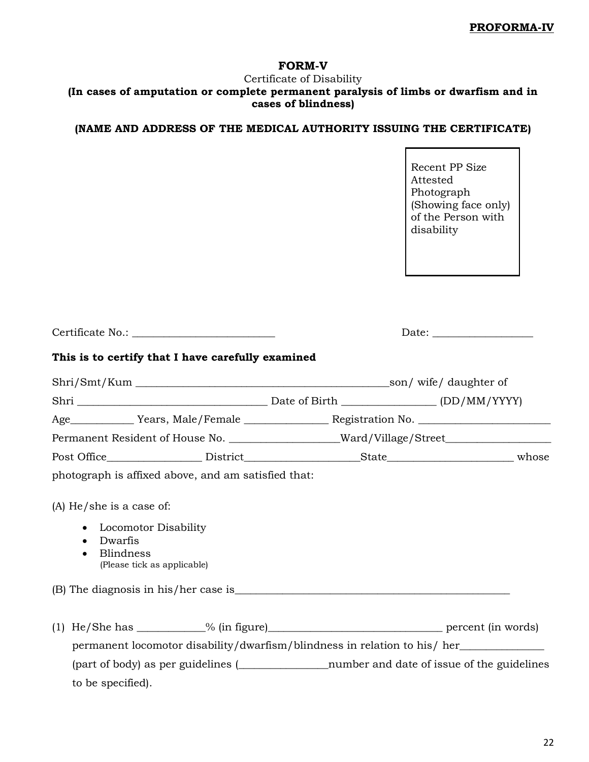**PROFORMA-IV**

## FORM-V

Certificate of Disability

**(In cases of amputation or complete permanent paralysis of limbs or dwarfism and in cases of blindness)**

**(NAME AND ADDRESS OF THE MEDICAL AUTHORITY ISSUING THE CERTIFICATE)**

| Recent PP Size Attested Photograph (Showing face only) of the Person with disability |
|---|

Certificate No.: ___________________________ Date: ___________________

**This is to certify that I have carefully examined**

Shri/Smt/Kum ________________________________________________son/ wife/ daughter of Shri ___________________________________ Date of Birth _________________ (DD/MM/YYYY) Age___________ Years, Male/Female _______________ Registration No. ________________________ Permanent Resident of House No. ____________________Ward/Village/Street___________________ Post Office_________________ District_____________________State_______________________ whose photograph is affixed above, and am satisfied that:

(A) He/she is a case of:

- Locomotor Disability
- Dwarfis
- Blindness

(Please tick as applicable)

(B) The diagnosis in his/her case is____________________________________________________

(1) He/She has ____________% (in figure)________________________________ percent (in words) permanent locomotor disability/dwarfism/blindness in relation to his/ her_______________ (part of body) as per guidelines (________________number and date of issue of the guidelines to be specified).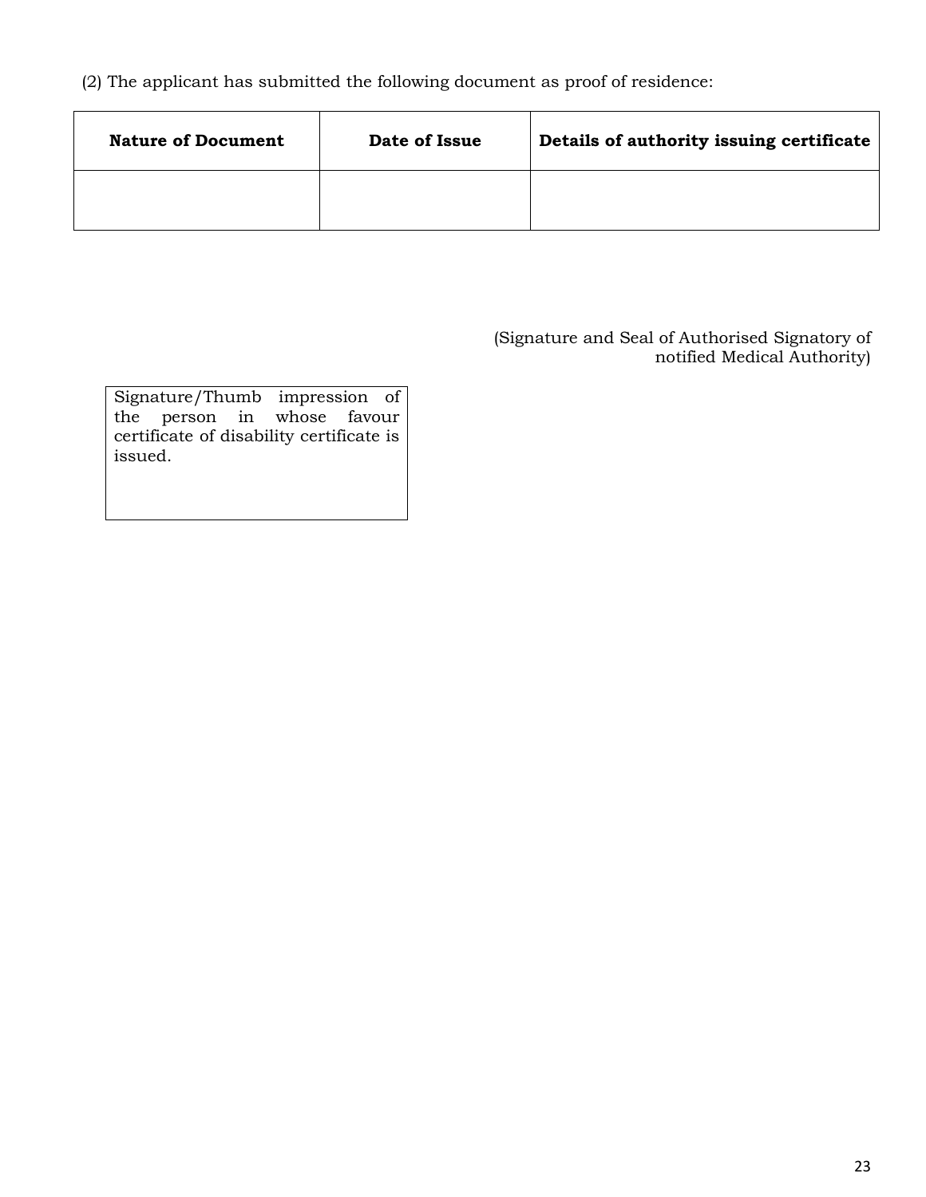(2) The applicant has submitted the following document as proof of residence:

| Nature of Document | Date of Issue | Details of authority issuing certificate |
| --- | --- | --- |
| | | |

(Signature and Seal of Authorised Signatory of notified Medical Authority)

| Signature/Thumb impression of the person in whose favour certificate of disability certificate is issued. |
| --- |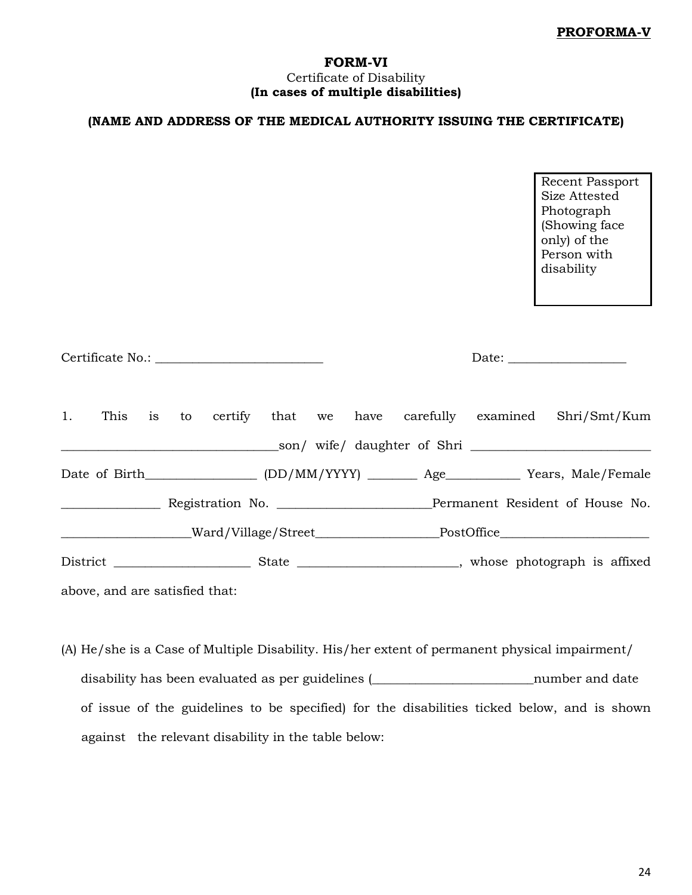**PROFORMA-V**

# FORM-VI

Certificate of Disability

**(In cases of multiple disabilities)**

**(NAME AND ADDRESS OF THE MEDICAL AUTHORITY ISSUING THE CERTIFICATE)**

| Recent Passport Size Attested Photograph (Showing face only) of the Person with disability |
|---|

Certificate No.: ___________________________ Date: ___________________

1. This is to certify that we have carefully examined Shri/Smt/Kum __________________________________son/ wife/ daughter of Shri ____________________________ Date of Birth_________________ (DD/MM/YYYY) ________ Age___________ Years, Male/Female _______________ Registration No. ________________________Permanent Resident of House No. ____________________Ward/Village/Street___________________PostOffice_______________________ District _____________________ State _________________________, whose photograph is affixed above, and are satisfied that:

(A) He/she is a Case of Multiple Disability. His/her extent of permanent physical impairment/ disability has been evaluated as per guidelines (_________________________number and date of issue of the guidelines to be specified) for the disabilities ticked below, and is shown against the relevant disability in the table below: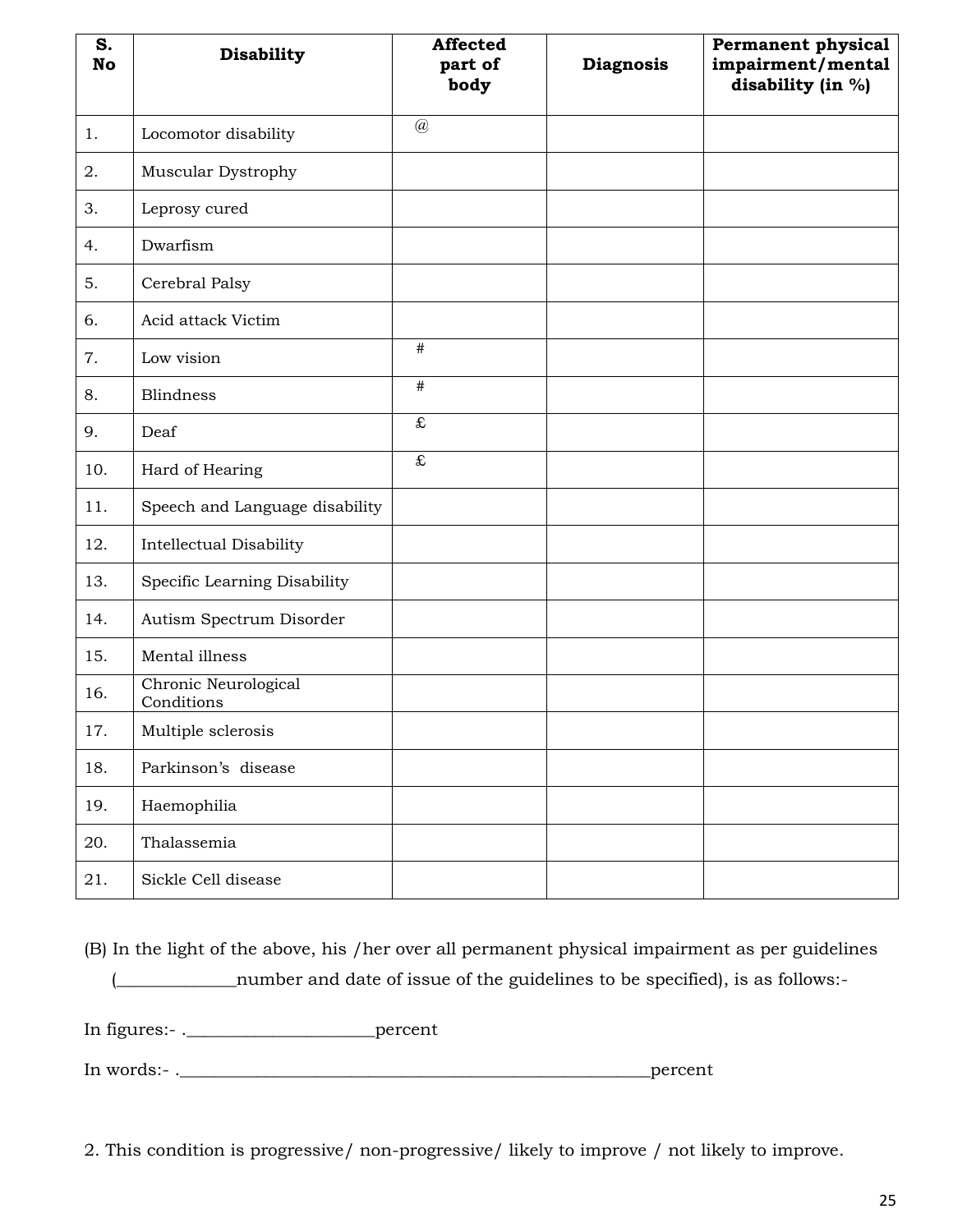| S. No | Disability | Affected part of body | Diagnosis | Permanent physical impairment/mental disability (in %) |
|---|---|---|---|---|
| 1. | Locomotor disability | @ | | |
| 2. | Muscular Dystrophy | | | |
| 3. | Leprosy cured | | | |
| 4. | Dwarfism | | | |
| 5. | Cerebral Palsy | | | |
| 6. | Acid attack Victim | | | |
| 7. | Low vision | # | | |
| 8. | Blindness | # | | |
| 9. | Deaf | £ | | |
| 10. | Hard of Hearing | £ | | |
| 11. | Speech and Language disability | | | |
| 12. | Intellectual Disability | | | |
| 13. | Specific Learning Disability | | | |
| 14. | Autism Spectrum Disorder | | | |
| 15. | Mental illness | | | |
| 16. | Chronic Neurological Conditions | | | |
| 17. | Multiple sclerosis | | | |
| 18. | Parkinson's disease | | | |
| 19. | Haemophilia | | | |
| 20. | Thalassemia | | | |
| 21. | Sickle Cell disease | | | |

(B) In the light of the above, his /her over all permanent physical impairment as per guidelines (_____________number and date of issue of the guidelines to be specified), is as follows:-

In figures:- ._____________________percent

In words:- ._____________________________________________________percent

2. This condition is progressive/ non-progressive/ likely to improve / not likely to improve.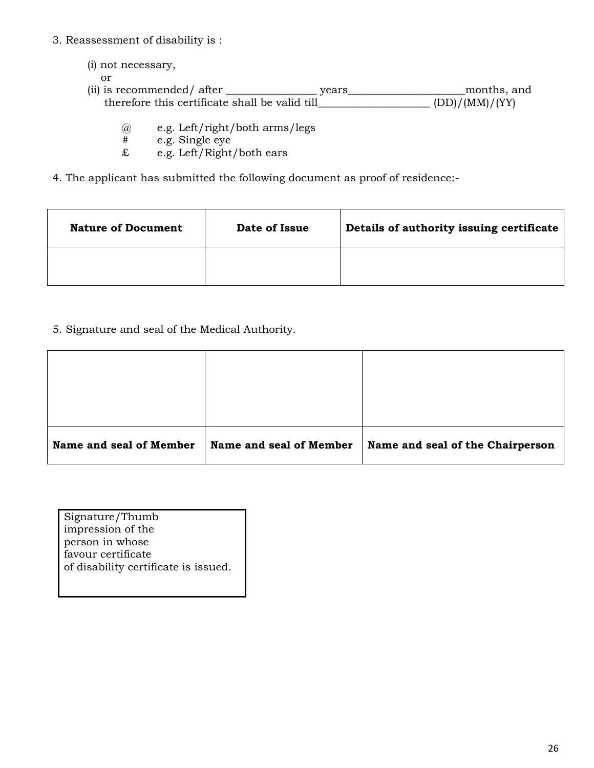3. Reassessment of disability is :

(i) not necessary,
or
(ii) is recommended/ after ________________ years____________________months, and therefore this certificate shall be valid till____________________ (DD)/(MM)/(YY)

@ e.g. Left/right/both arms/legs
# e.g. Single eye
£ e.g. Left/Right/both ears

4. The applicant has submitted the following document as proof of residence:-

| **Nature of Document** | **Date of Issue** | **Details of authority issuing certificate** |
|---|---|---|
| | | |

5. Signature and seal of the Medical Authority.

| | | |
|---|---|---|
| | | |
| **Name and seal of Member** | **Name and seal of Member** | **Name and seal of the Chairperson** |

Signature/Thumb impression of the person in whose favour certificate of disability certificate is issued.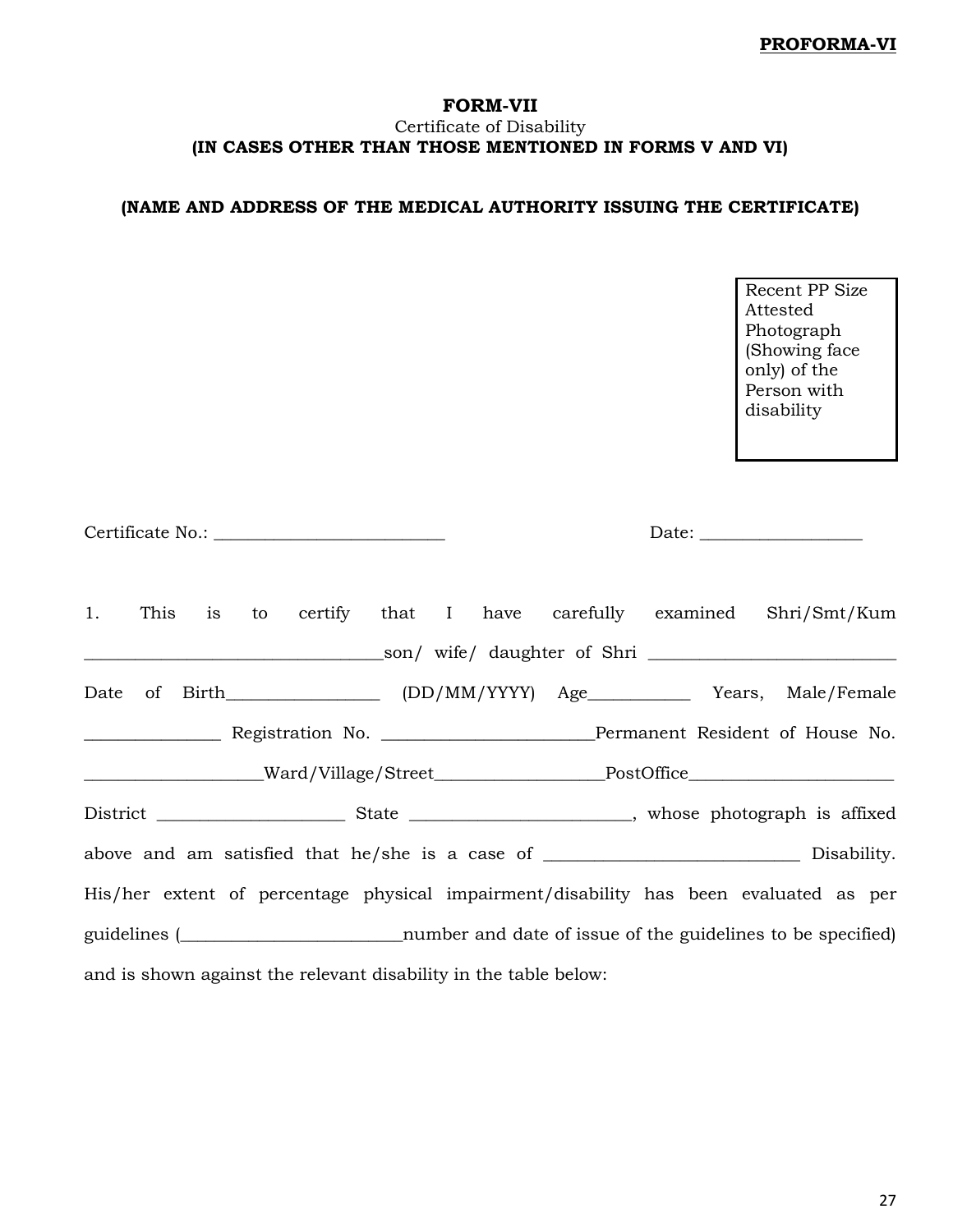**PROFORMA-VI**

**FORM-VII**

Certificate of Disability

**(IN CASES OTHER THAN THOSE MENTIONED IN FORMS V AND VI)**

**(NAME AND ADDRESS OF THE MEDICAL AUTHORITY ISSUING THE CERTIFICATE)**

| Recent PP Size Attested Photograph (Showing face only) of the Person with disability |
|---|

Certificate No.: ___________________________ Date: ___________________

1. This is to certify that I have carefully examined Shri/Smt/Kum __________________________________son/ wife/ daughter of Shri ____________________________ Date of Birth_________________ (DD/MM/YYYY) Age___________ Years, Male/Female _______________ Registration No. ________________________Permanent Resident of House No. ____________________Ward/Village/Street___________________PostOffice_______________________ District _____________________ State _________________________, whose photograph is affixed above and am satisfied that he/she is a case of ____________________________ Disability. His/her extent of percentage physical impairment/disability has been evaluated as per guidelines (_________________________number and date of issue of the guidelines to be specified) and is shown against the relevant disability in the table below: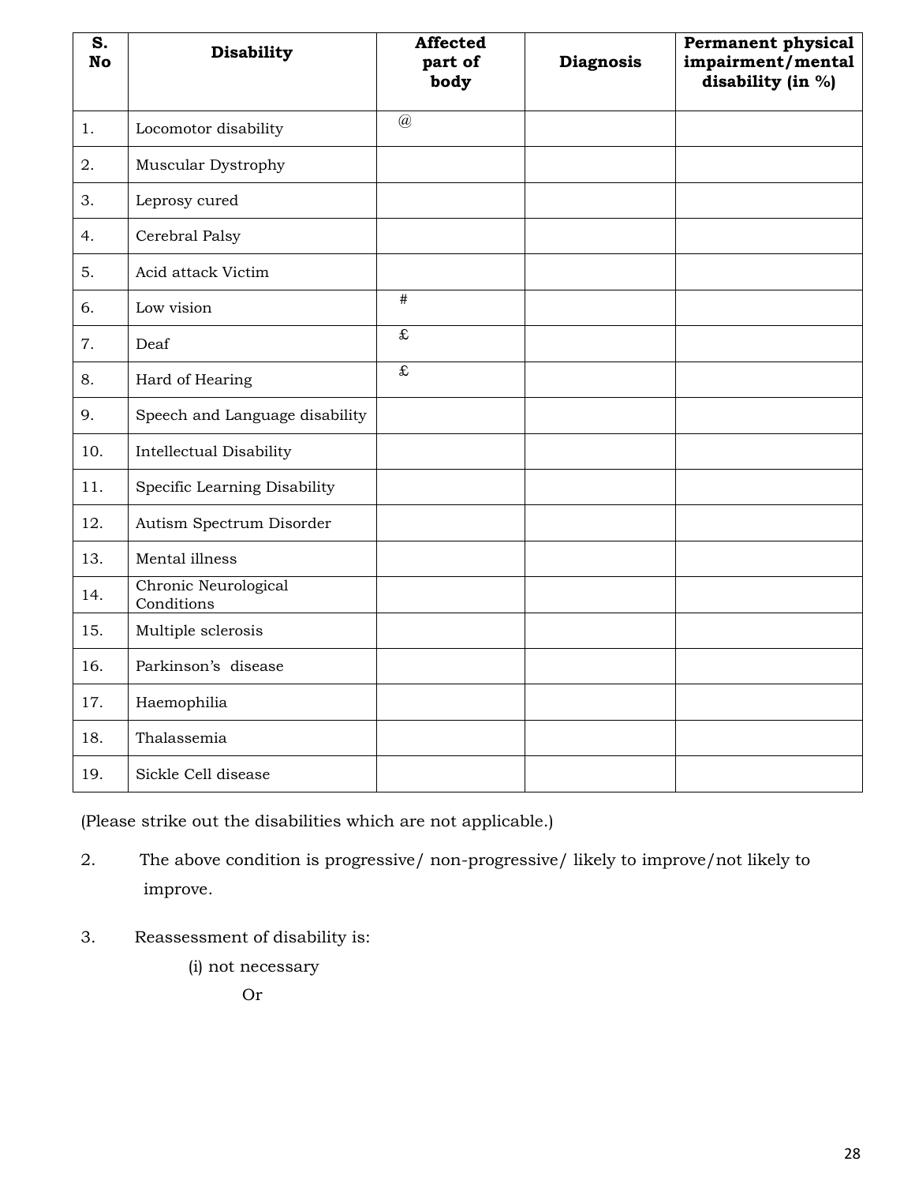| S. No | Disability | Affected part of body | Diagnosis | Permanent physical impairment/mental disability (in %) |
|---|---|---|---|---|
| 1. | Locomotor disability | @ | | |
| 2. | Muscular Dystrophy | | | |
| 3. | Leprosy cured | | | |
| 4. | Cerebral Palsy | | | |
| 5. | Acid attack Victim | | | |
| 6. | Low vision | # | | |
| 7. | Deaf | £ | | |
| 8. | Hard of Hearing | £ | | |
| 9. | Speech and Language disability | | | |
| 10. | Intellectual Disability | | | |
| 11. | Specific Learning Disability | | | |
| 12. | Autism Spectrum Disorder | | | |
| 13. | Mental illness | | | |
| 14. | Chronic Neurological Conditions | | | |
| 15. | Multiple sclerosis | | | |
| 16. | Parkinson's disease | | | |
| 17. | Haemophilia | | | |
| 18. | Thalassemia | | | |
| 19. | Sickle Cell disease | | | |

(Please strike out the disabilities which are not applicable.)

2. The above condition is progressive/ non-progressive/ likely to improve/not likely to improve.

3. Reassessment of disability is:

   (i) not necessary

   Or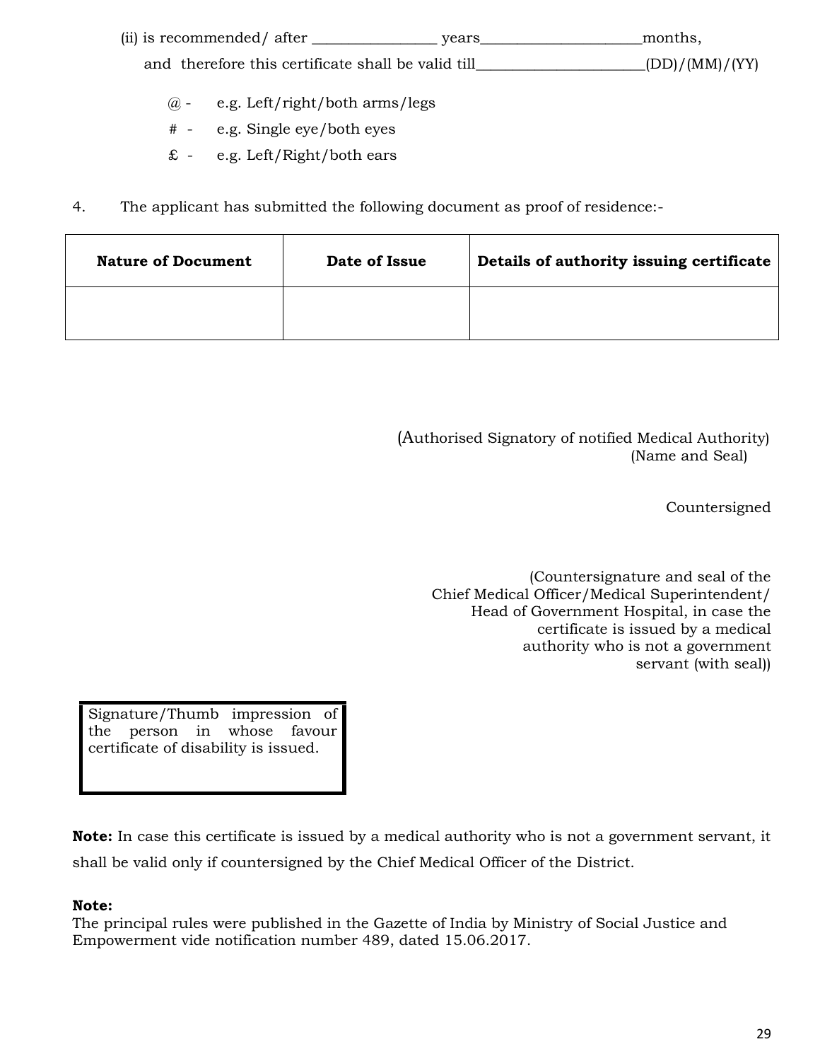(ii) is recommended/ after ________________ years_____________________months,

and therefore this certificate shall be valid till______________________(DD)/(MM)/(YY)

@ - e.g. Left/right/both arms/legs

# - e.g. Single eye/both eyes

£ - e.g. Left/Right/both ears

4. The applicant has submitted the following document as proof of residence:-

| **Nature of Document** | **Date of Issue** | **Details of authority issuing certificate** |
|---|---|---|
| | | |

(Authorised Signatory of notified Medical Authority)
(Name and Seal)

Countersigned

(Countersignature and seal of the Chief Medical Officer/Medical Superintendent/ Head of Government Hospital, in case the certificate is issued by a medical authority who is not a government servant (with seal))

Signature/Thumb impression of the person in whose favour certificate of disability is issued.

**Note:** In case this certificate is issued by a medical authority who is not a government servant, it shall be valid only if countersigned by the Chief Medical Officer of the District.

**Note:**
The principal rules were published in the Gazette of India by Ministry of Social Justice and Empowerment vide notification number 489, dated 15.06.2017.